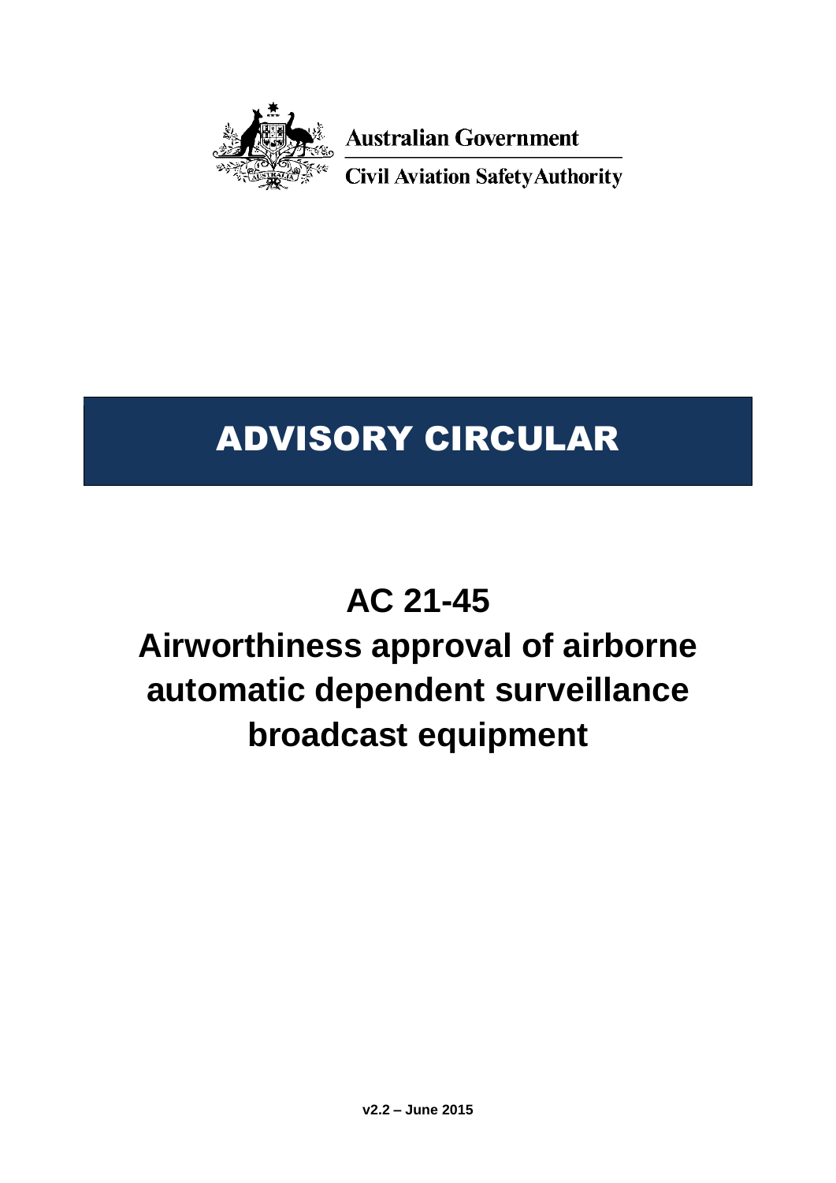Australian Government

Civil Aviation Safety Authority

# ADVISORY CIRCULAR

# AC 21-45

# Airworthiness approval of airborne automatic dependent surveillance broadcast equipment

**v2.2 – June 2015**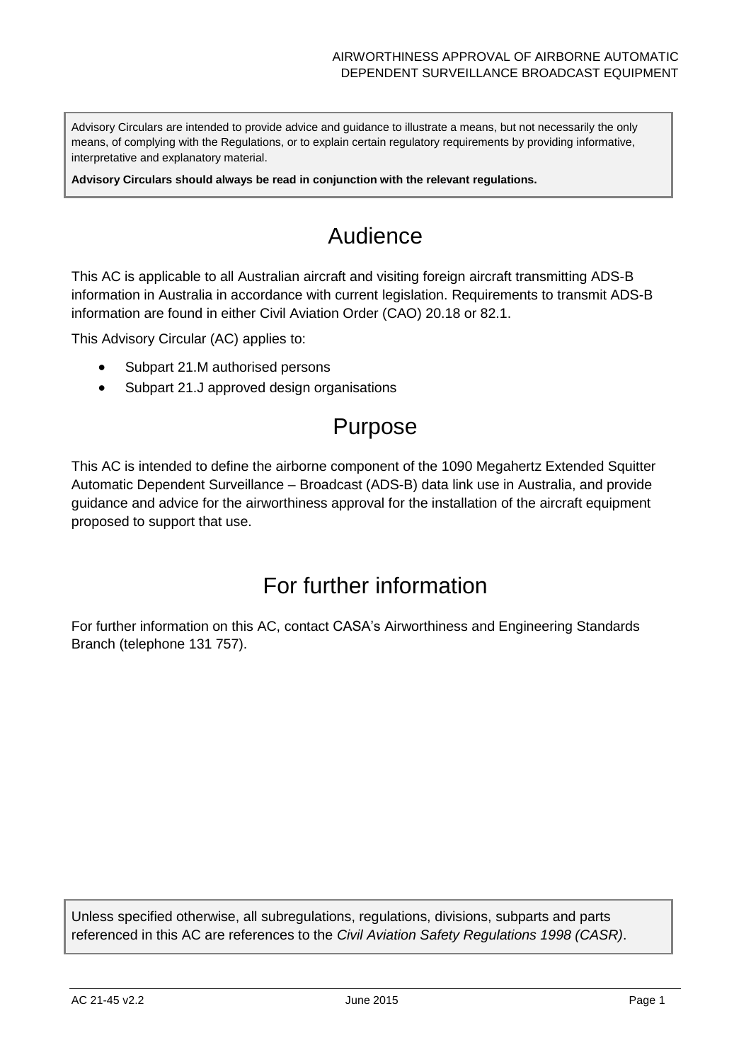Advisory Circulars are intended to provide advice and guidance to illustrate a means, but not necessarily the only means, of complying with the Regulations, or to explain certain regulatory requirements by providing informative, interpretative and explanatory material.

**Advisory Circulars should always be read in conjunction with the relevant regulations.**

# Audience

This AC is applicable to all Australian aircraft and visiting foreign aircraft transmitting ADS-B information in Australia in accordance with current legislation. Requirements to transmit ADS-B information are found in either Civil Aviation Order (CAO) 20.18 or 82.1.

This Advisory Circular (AC) applies to:

- Subpart 21.M authorised persons
- Subpart 21.J approved design organisations

# Purpose

This AC is intended to define the airborne component of the 1090 Megahertz Extended Squitter Automatic Dependent Surveillance – Broadcast (ADS-B) data link use in Australia, and provide guidance and advice for the airworthiness approval for the installation of the aircraft equipment proposed to support that use.

# For further information

For further information on this AC, contact CASA's Airworthiness and Engineering Standards Branch (telephone 131 757).

Unless specified otherwise, all subregulations, regulations, divisions, subparts and parts referenced in this AC are references to the *Civil Aviation Safety Regulations 1998 (CASR)*.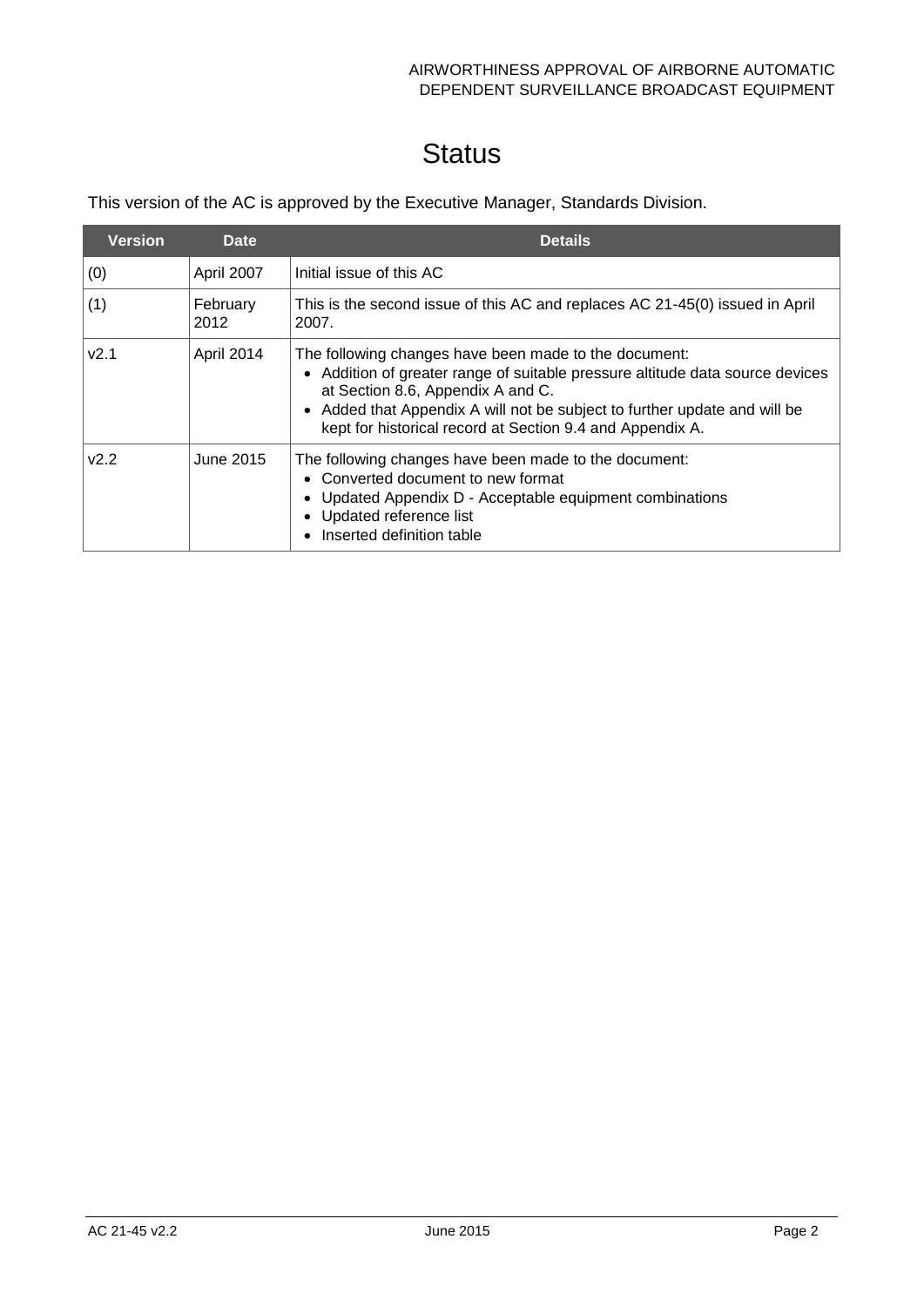# Status

This version of the AC is approved by the Executive Manager, Standards Division.

| Version | Date | Details |
|---|---|---|
| (0) | April 2007 | Initial issue of this AC |
| (1) | February 2012 | This is the second issue of this AC and replaces AC 21-45(0) issued in April 2007. |
| v2.1 | April 2014 | The following changes have been made to the document:<br>• Addition of greater range of suitable pressure altitude data source devices at Section 8.6, Appendix A and C.<br>• Added that Appendix A will not be subject to further update and will be kept for historical record at Section 9.4 and Appendix A. |
| v2.2 | June 2015 | The following changes have been made to the document:<br>• Converted document to new format<br>• Updated Appendix D - Acceptable equipment combinations<br>• Updated reference list<br>• Inserted definition table |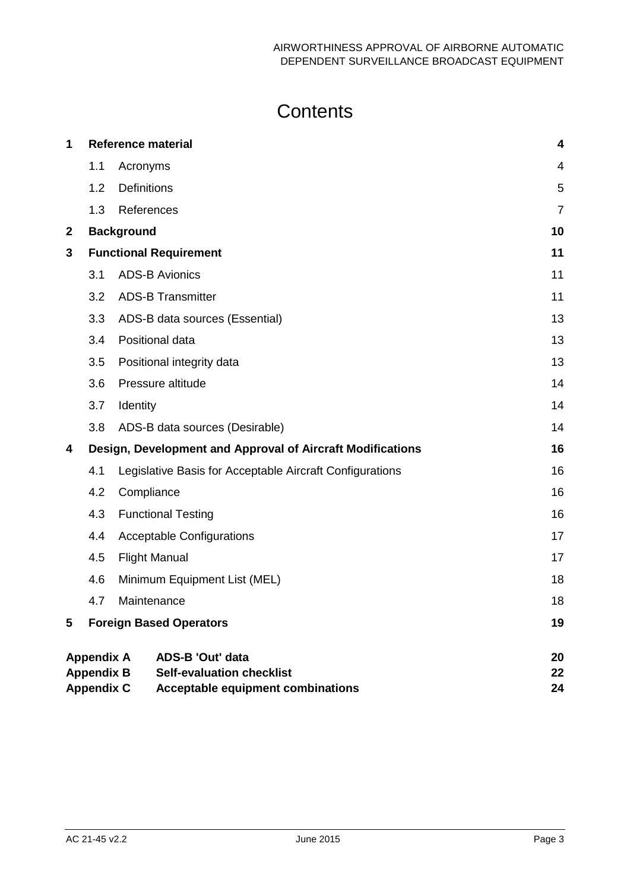# Contents

| | | |
|---|---|---|
| **1** | **Reference material** | **4** |
| 1.1 | Acronyms | 4 |
| 1.2 | Definitions | 5 |
| 1.3 | References | 7 |
| **2** | **Background** | **10** |
| **3** | **Functional Requirement** | **11** |
| 3.1 | ADS-B Avionics | 11 |
| 3.2 | ADS-B Transmitter | 11 |
| 3.3 | ADS-B data sources (Essential) | 13 |
| 3.4 | Positional data | 13 |
| 3.5 | Positional integrity data | 13 |
| 3.6 | Pressure altitude | 14 |
| 3.7 | Identity | 14 |
| 3.8 | ADS-B data sources (Desirable) | 14 |
| **4** | **Design, Development and Approval of Aircraft Modifications** | **16** |
| 4.1 | Legislative Basis for Acceptable Aircraft Configurations | 16 |
| 4.2 | Compliance | 16 |
| 4.3 | Functional Testing | 16 |
| 4.4 | Acceptable Configurations | 17 |
| 4.5 | Flight Manual | 17 |
| 4.6 | Minimum Equipment List (MEL) | 18 |
| 4.7 | Maintenance | 18 |
| **5** | **Foreign Based Operators** | **19** |
| **Appendix A** | **ADS-B 'Out' data** | **20** |
| **Appendix B** | **Self-evaluation checklist** | **22** |
| **Appendix C** | **Acceptable equipment combinations** | **24** |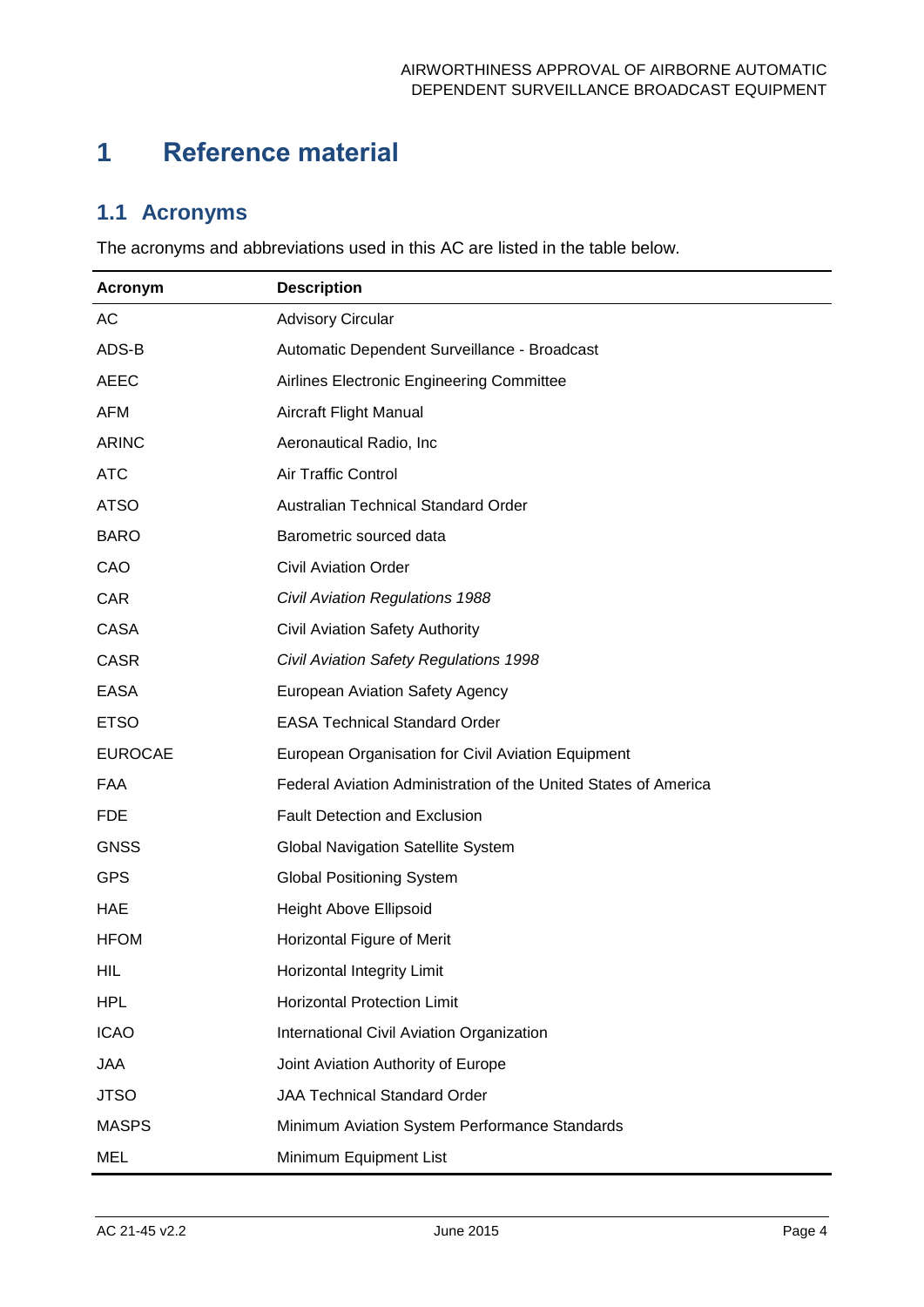# 1 Reference material

## 1.1 Acronyms

The acronyms and abbreviations used in this AC are listed in the table below.

| Acronym | Description |
|---|---|
| AC | Advisory Circular |
| ADS-B | Automatic Dependent Surveillance - Broadcast |
| AEEC | Airlines Electronic Engineering Committee |
| AFM | Aircraft Flight Manual |
| ARINC | Aeronautical Radio, Inc |
| ATC | Air Traffic Control |
| ATSO | Australian Technical Standard Order |
| BARO | Barometric sourced data |
| CAO | Civil Aviation Order |
| CAR | *Civil Aviation Regulations 1988* |
| CASA | Civil Aviation Safety Authority |
| CASR | *Civil Aviation Safety Regulations 1998* |
| EASA | European Aviation Safety Agency |
| ETSO | EASA Technical Standard Order |
| EUROCAE | European Organisation for Civil Aviation Equipment |
| FAA | Federal Aviation Administration of the United States of America |
| FDE | Fault Detection and Exclusion |
| GNSS | Global Navigation Satellite System |
| GPS | Global Positioning System |
| HAE | Height Above Ellipsoid |
| HFOM | Horizontal Figure of Merit |
| HIL | Horizontal Integrity Limit |
| HPL | Horizontal Protection Limit |
| ICAO | International Civil Aviation Organization |
| JAA | Joint Aviation Authority of Europe |
| JTSO | JAA Technical Standard Order |
| MASPS | Minimum Aviation System Performance Standards |
| MEL | Minimum Equipment List |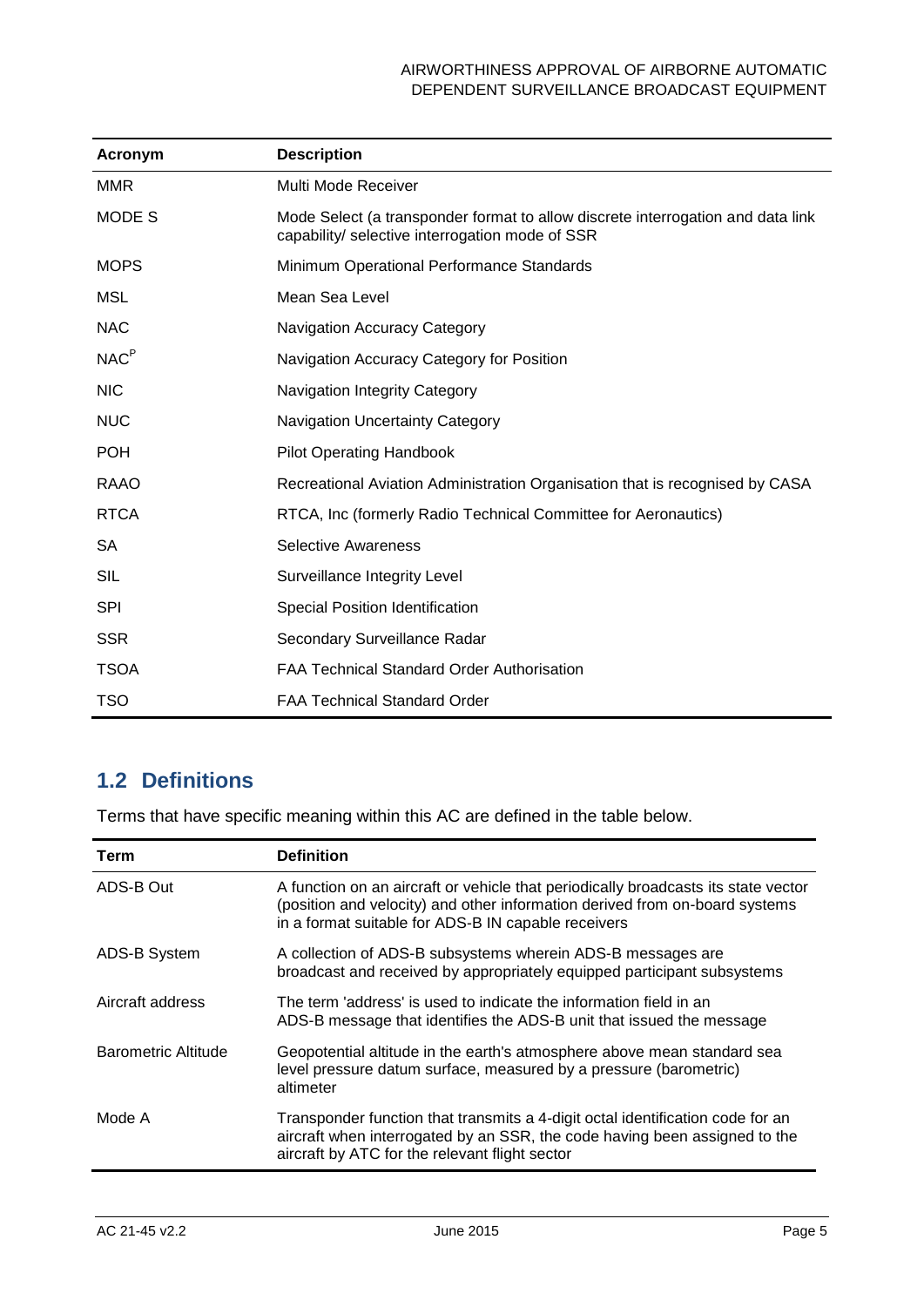| Acronym | Description |
| --- | --- |
| MMR | Multi Mode Receiver |
| MODE S | Mode Select (a transponder format to allow discrete interrogation and data link capability/ selective interrogation mode of SSR |
| MOPS | Minimum Operational Performance Standards |
| MSL | Mean Sea Level |
| NAC | Navigation Accuracy Category |
| $NAC^P$ | Navigation Accuracy Category for Position |
| NIC | Navigation Integrity Category |
| NUC | Navigation Uncertainty Category |
| POH | Pilot Operating Handbook |
| RAAO | Recreational Aviation Administration Organisation that is recognised by CASA |
| RTCA | RTCA, Inc (formerly Radio Technical Committee for Aeronautics) |
| SA | Selective Awareness |
| SIL | Surveillance Integrity Level |
| SPI | Special Position Identification |
| SSR | Secondary Surveillance Radar |
| TSOA | FAA Technical Standard Order Authorisation |
| TSO | FAA Technical Standard Order |

## 1.2 Definitions

Terms that have specific meaning within this AC are defined in the table below.

| Term | Definition |
| --- | --- |
| ADS-B Out | A function on an aircraft or vehicle that periodically broadcasts its state vector (position and velocity) and other information derived from on-board systems in a format suitable for ADS-B IN capable receivers |
| ADS-B System | A collection of ADS-B subsystems wherein ADS-B messages are broadcast and received by appropriately equipped participant subsystems |
| Aircraft address | The term 'address' is used to indicate the information field in an ADS-B message that identifies the ADS-B unit that issued the message |
| Barometric Altitude | Geopotential altitude in the earth's atmosphere above mean standard sea level pressure datum surface, measured by a pressure (barometric) altimeter |
| Mode A | Transponder function that transmits a 4-digit octal identification code for an aircraft when interrogated by an SSR, the code having been assigned to the aircraft by ATC for the relevant flight sector |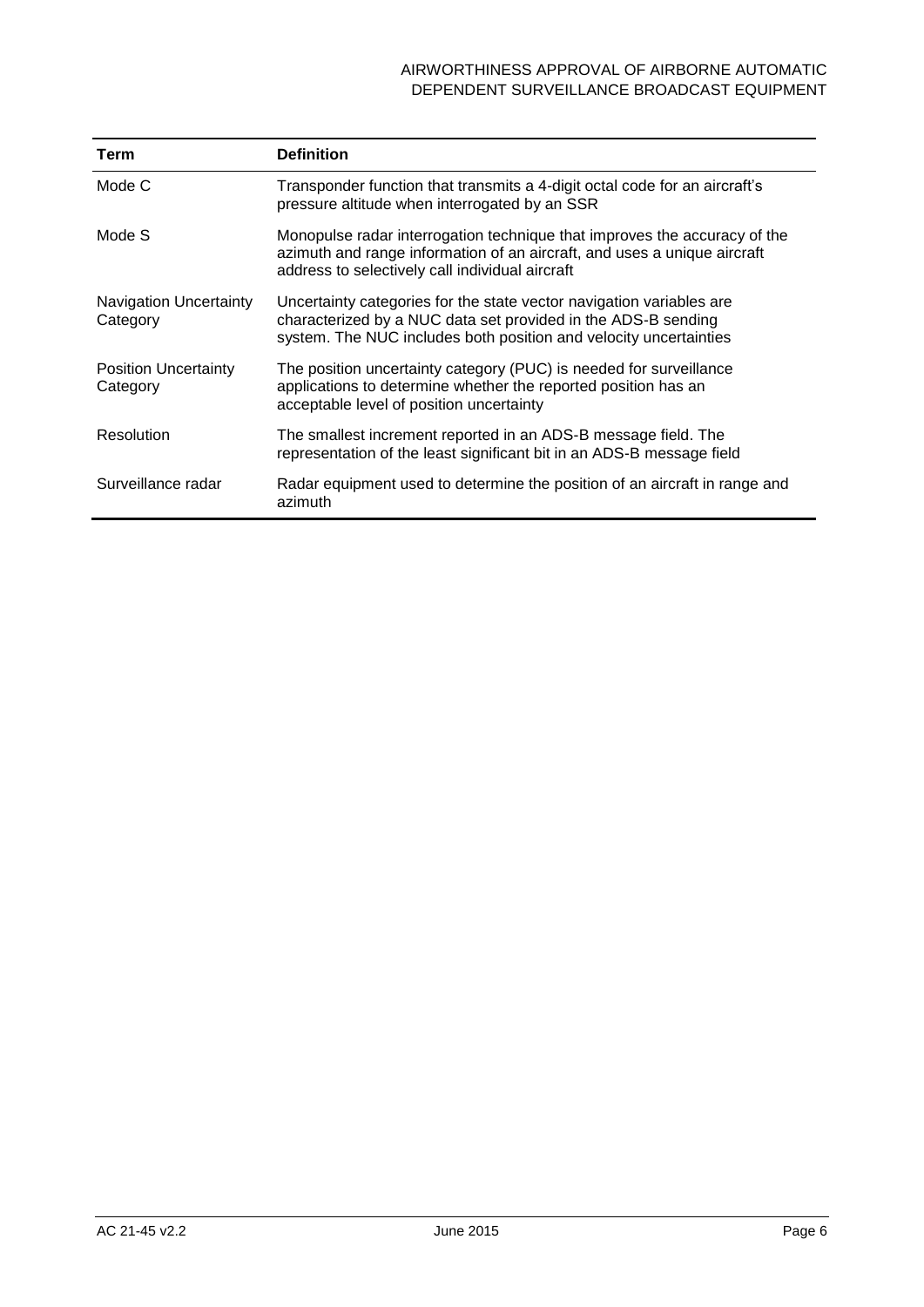| Term | Definition |
|---|---|
| Mode C | Transponder function that transmits a 4-digit octal code for an aircraft's pressure altitude when interrogated by an SSR |
| Mode S | Monopulse radar interrogation technique that improves the accuracy of the azimuth and range information of an aircraft, and uses a unique aircraft address to selectively call individual aircraft |
| Navigation Uncertainty Category | Uncertainty categories for the state vector navigation variables are characterized by a NUC data set provided in the ADS-B sending system. The NUC includes both position and velocity uncertainties |
| Position Uncertainty Category | The position uncertainty category (PUC) is needed for surveillance applications to determine whether the reported position has an acceptable level of position uncertainty |
| Resolution | The smallest increment reported in an ADS-B message field. The representation of the least significant bit in an ADS-B message field |
| Surveillance radar | Radar equipment used to determine the position of an aircraft in range and azimuth |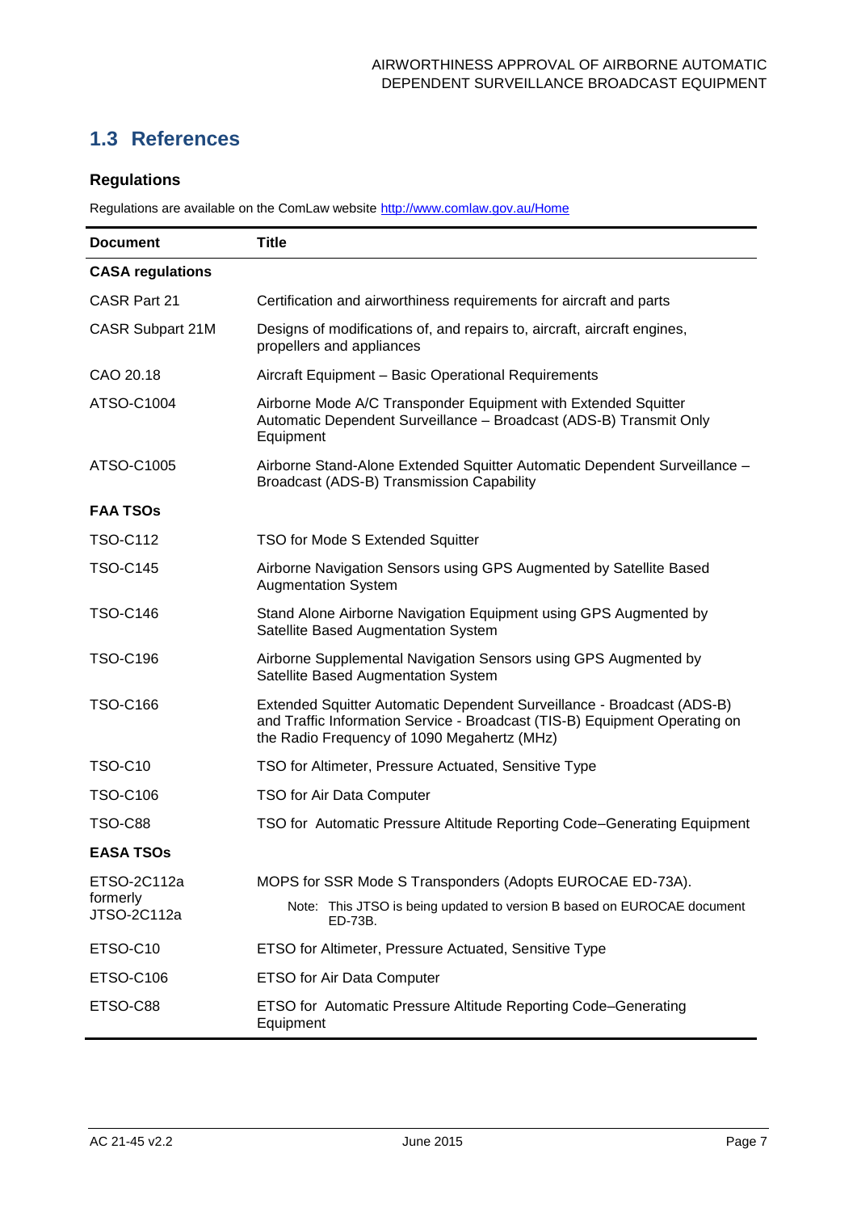## 1.3 References

### Regulations

Regulations are available on the ComLaw website http://www.comlaw.gov.au/Home

| Document | Title |
|---|---|
| **CASA regulations** | |
| CASR Part 21 | Certification and airworthiness requirements for aircraft and parts |
| CASR Subpart 21M | Designs of modifications of, and repairs to, aircraft, aircraft engines, propellers and appliances |
| CAO 20.18 | Aircraft Equipment – Basic Operational Requirements |
| ATSO-C1004 | Airborne Mode A/C Transponder Equipment with Extended Squitter Automatic Dependent Surveillance – Broadcast (ADS-B) Transmit Only Equipment |
| ATSO-C1005 | Airborne Stand-Alone Extended Squitter Automatic Dependent Surveillance – Broadcast (ADS-B) Transmission Capability |
| **FAA TSOs** | |
| TSO-C112 | TSO for Mode S Extended Squitter |
| TSO-C145 | Airborne Navigation Sensors using GPS Augmented by Satellite Based Augmentation System |
| TSO-C146 | Stand Alone Airborne Navigation Equipment using GPS Augmented by Satellite Based Augmentation System |
| TSO-C196 | Airborne Supplemental Navigation Sensors using GPS Augmented by Satellite Based Augmentation System |
| TSO-C166 | Extended Squitter Automatic Dependent Surveillance - Broadcast (ADS-B) and Traffic Information Service - Broadcast (TIS-B) Equipment Operating on the Radio Frequency of 1090 Megahertz (MHz) |
| TSO-C10 | TSO for Altimeter, Pressure Actuated, Sensitive Type |
| TSO-C106 | TSO for Air Data Computer |
| TSO-C88 | TSO for Automatic Pressure Altitude Reporting Code–Generating Equipment |
| **EASA TSOs** | |
| ETSO-2C112a formerly JTSO-2C112a | MOPS for SSR Mode S Transponders (Adopts EUROCAE ED-73A). Note: This JTSO is being updated to version B based on EUROCAE document ED-73B. |
| ETSO-C10 | ETSO for Altimeter, Pressure Actuated, Sensitive Type |
| ETSO-C106 | ETSO for Air Data Computer |
| ETSO-C88 | ETSO for Automatic Pressure Altitude Reporting Code–Generating Equipment |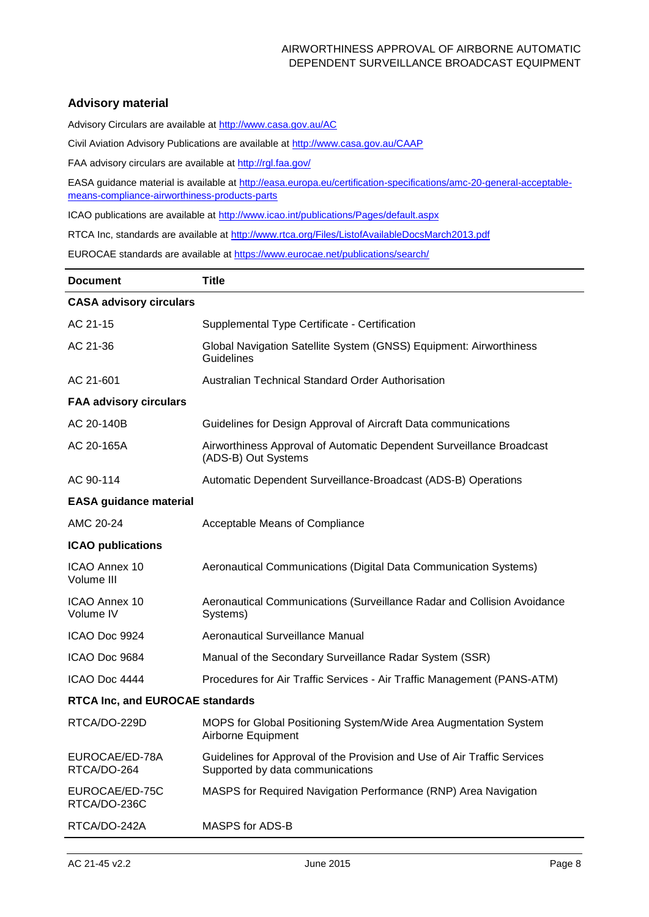## Advisory material

Advisory Circulars are available at http://www.casa.gov.au/AC

Civil Aviation Advisory Publications are available at http://www.casa.gov.au/CAAP

FAA advisory circulars are available at http://rgl.faa.gov/

EASA guidance material is available at http://easa.europa.eu/certification-specifications/amc-20-general-acceptable-means-compliance-airworthiness-products-parts

ICAO publications are available at http://www.icao.int/publications/Pages/default.aspx

RTCA Inc, standards are available at http://www.rtca.org/Files/ListofAvailableDocsMarch2013.pdf

EUROCAE standards are available at https://www.eurocae.net/publications/search/

| Document | Title |
|---|---|
| **CASA advisory circulars** | |
| AC 21-15 | Supplemental Type Certificate - Certification |
| AC 21-36 | Global Navigation Satellite System (GNSS) Equipment: Airworthiness Guidelines |
| AC 21-601 | Australian Technical Standard Order Authorisation |
| **FAA advisory circulars** | |
| AC 20-140B | Guidelines for Design Approval of Aircraft Data communications |
| AC 20-165A | Airworthiness Approval of Automatic Dependent Surveillance Broadcast (ADS-B) Out Systems |
| AC 90-114 | Automatic Dependent Surveillance-Broadcast (ADS-B) Operations |
| **EASA guidance material** | |
| AMC 20-24 | Acceptable Means of Compliance |
| **ICAO publications** | |
| ICAO Annex 10 Volume III | Aeronautical Communications (Digital Data Communication Systems) |
| ICAO Annex 10 Volume IV | Aeronautical Communications (Surveillance Radar and Collision Avoidance Systems) |
| ICAO Doc 9924 | Aeronautical Surveillance Manual |
| ICAO Doc 9684 | Manual of the Secondary Surveillance Radar System (SSR) |
| ICAO Doc 4444 | Procedures for Air Traffic Services - Air Traffic Management (PANS-ATM) |
| **RTCA Inc, and EUROCAE standards** | |
| RTCA/DO-229D | MOPS for Global Positioning System/Wide Area Augmentation System Airborne Equipment |
| EUROCAE/ED-78A RTCA/DO-264 | Guidelines for Approval of the Provision and Use of Air Traffic Services Supported by data communications |
| EUROCAE/ED-75C RTCA/DO-236C | MASPS for Required Navigation Performance (RNP) Area Navigation |
| RTCA/DO-242A | MASPS for ADS-B |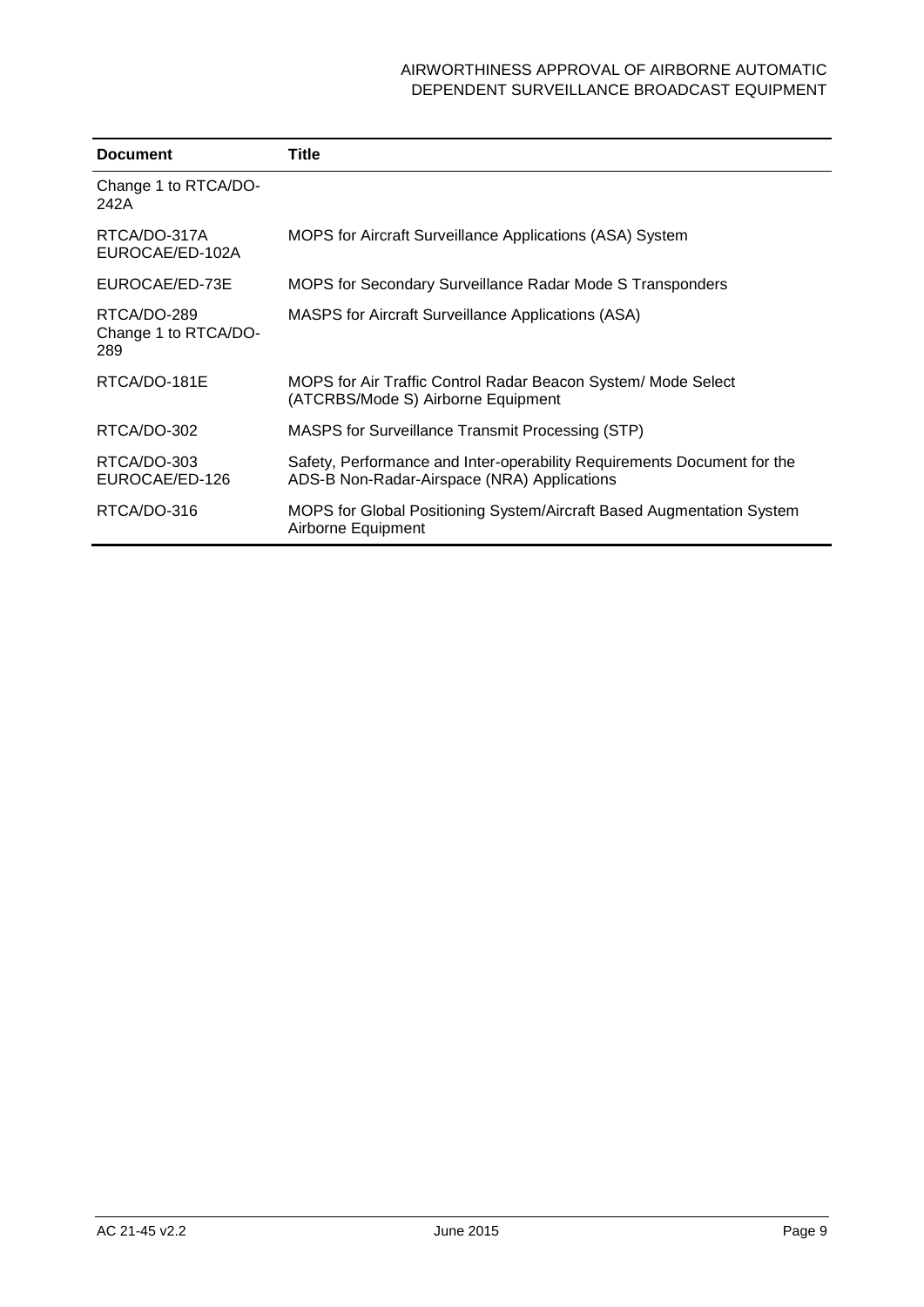| Document | Title |
| --- | --- |
| Change 1 to RTCA/DO-242A | |
| RTCA/DO-317A EUROCAE/ED-102A | MOPS for Aircraft Surveillance Applications (ASA) System |
| EUROCAE/ED-73E | MOPS for Secondary Surveillance Radar Mode S Transponders |
| RTCA/DO-289 Change 1 to RTCA/DO-289 | MASPS for Aircraft Surveillance Applications (ASA) |
| RTCA/DO-181E | MOPS for Air Traffic Control Radar Beacon System/ Mode Select (ATCRBS/Mode S) Airborne Equipment |
| RTCA/DO-302 | MASPS for Surveillance Transmit Processing (STP) |
| RTCA/DO-303 EUROCAE/ED-126 | Safety, Performance and Inter-operability Requirements Document for the ADS-B Non-Radar-Airspace (NRA) Applications |
| RTCA/DO-316 | MOPS for Global Positioning System/Aircraft Based Augmentation System Airborne Equipment |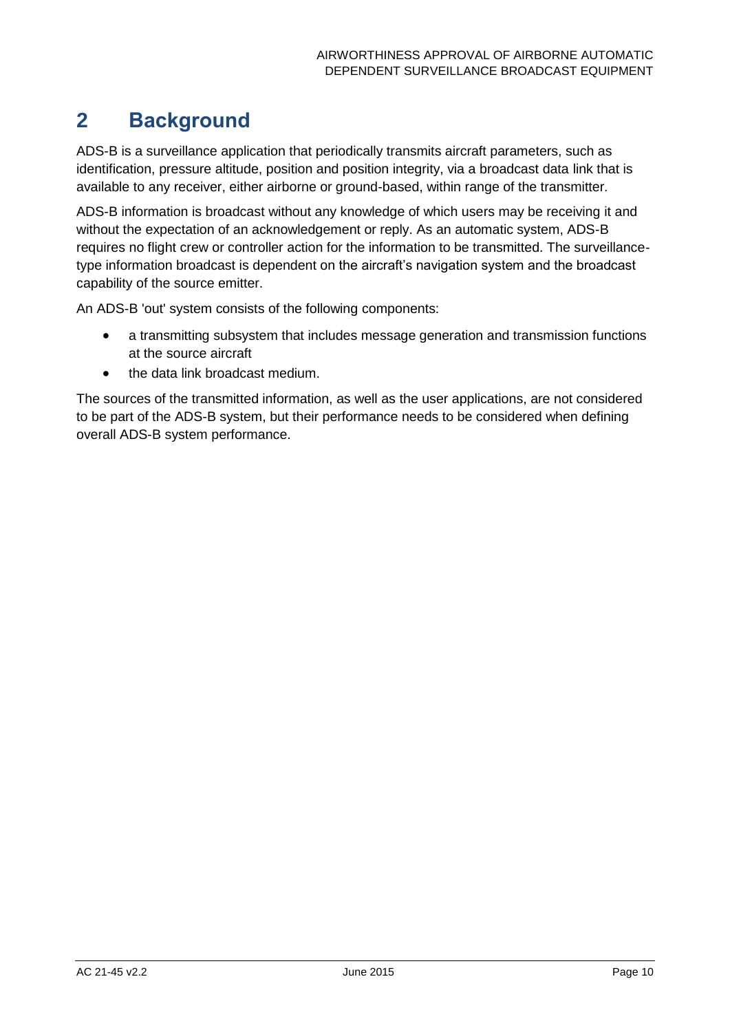# 2 Background

ADS-B is a surveillance application that periodically transmits aircraft parameters, such as identification, pressure altitude, position and position integrity, via a broadcast data link that is available to any receiver, either airborne or ground-based, within range of the transmitter.

ADS-B information is broadcast without any knowledge of which users may be receiving it and without the expectation of an acknowledgement or reply. As an automatic system, ADS-B requires no flight crew or controller action for the information to be transmitted. The surveillance-type information broadcast is dependent on the aircraft's navigation system and the broadcast capability of the source emitter.

An ADS-B 'out' system consists of the following components:

- a transmitting subsystem that includes message generation and transmission functions at the source aircraft
- the data link broadcast medium.

The sources of the transmitted information, as well as the user applications, are not considered to be part of the ADS-B system, but their performance needs to be considered when defining overall ADS-B system performance.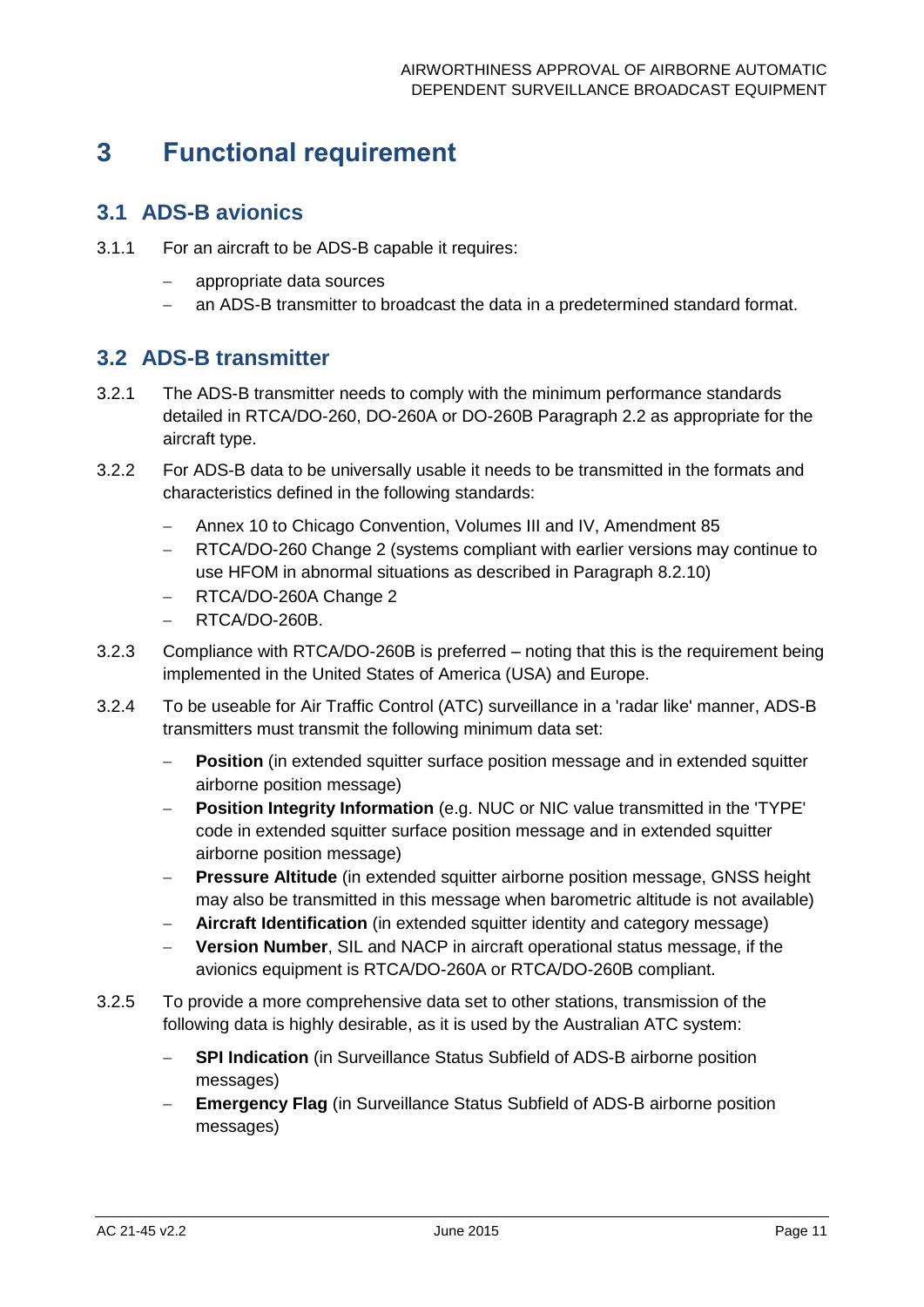# 3 Functional requirement

## 3.1 ADS-B avionics

3.1.1 For an aircraft to be ADS-B capable it requires:

- appropriate data sources
- an ADS-B transmitter to broadcast the data in a predetermined standard format.

## 3.2 ADS-B transmitter

3.2.1 The ADS-B transmitter needs to comply with the minimum performance standards detailed in RTCA/DO-260, DO-260A or DO-260B Paragraph 2.2 as appropriate for the aircraft type.

3.2.2 For ADS-B data to be universally usable it needs to be transmitted in the formats and characteristics defined in the following standards:

- Annex 10 to Chicago Convention, Volumes III and IV, Amendment 85
- RTCA/DO-260 Change 2 (systems compliant with earlier versions may continue to use HFOM in abnormal situations as described in Paragraph 8.2.10)
- RTCA/DO-260A Change 2
- RTCA/DO-260B.

3.2.3 Compliance with RTCA/DO-260B is preferred – noting that this is the requirement being implemented in the United States of America (USA) and Europe.

3.2.4 To be useable for Air Traffic Control (ATC) surveillance in a 'radar like' manner, ADS-B transmitters must transmit the following minimum data set:

- **Position** (in extended squitter surface position message and in extended squitter airborne position message)
- **Position Integrity Information** (e.g. NUC or NIC value transmitted in the 'TYPE' code in extended squitter surface position message and in extended squitter airborne position message)
- **Pressure Altitude** (in extended squitter airborne position message, GNSS height may also be transmitted in this message when barometric altitude is not available)
- **Aircraft Identification** (in extended squitter identity and category message)
- **Version Number**, SIL and NACP in aircraft operational status message, if the avionics equipment is RTCA/DO-260A or RTCA/DO-260B compliant.

3.2.5 To provide a more comprehensive data set to other stations, transmission of the following data is highly desirable, as it is used by the Australian ATC system:

- **SPI Indication** (in Surveillance Status Subfield of ADS-B airborne position messages)
- **Emergency Flag** (in Surveillance Status Subfield of ADS-B airborne position messages)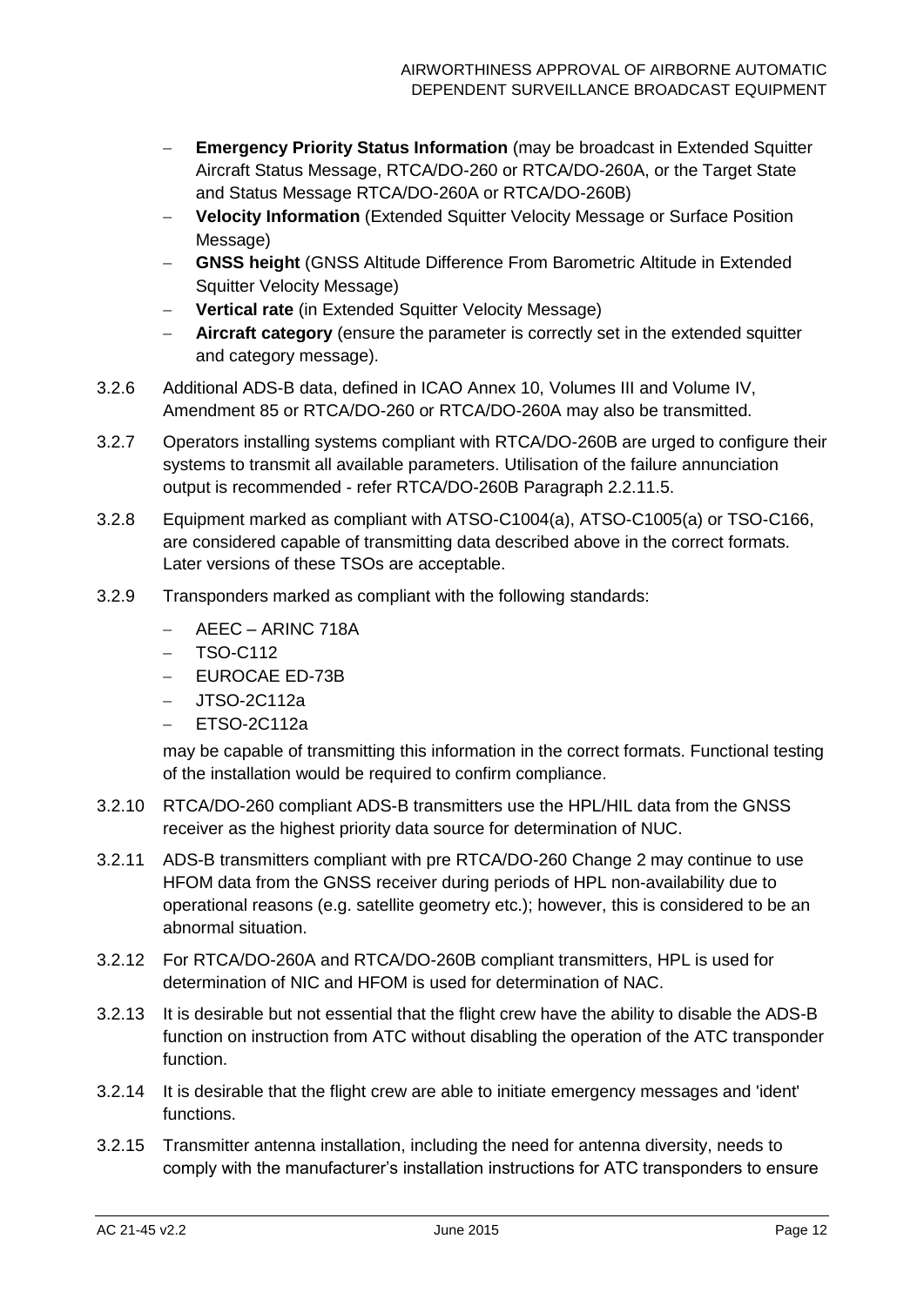- **Emergency Priority Status Information** (may be broadcast in Extended Squitter Aircraft Status Message, RTCA/DO-260 or RTCA/DO-260A, or the Target State and Status Message RTCA/DO-260A or RTCA/DO-260B)
- **Velocity Information** (Extended Squitter Velocity Message or Surface Position Message)
- **GNSS height** (GNSS Altitude Difference From Barometric Altitude in Extended Squitter Velocity Message)
- **Vertical rate** (in Extended Squitter Velocity Message)
- **Aircraft category** (ensure the parameter is correctly set in the extended squitter and category message).

3.2.6 Additional ADS-B data, defined in ICAO Annex 10, Volumes III and Volume IV, Amendment 85 or RTCA/DO-260 or RTCA/DO-260A may also be transmitted.

3.2.7 Operators installing systems compliant with RTCA/DO-260B are urged to configure their systems to transmit all available parameters. Utilisation of the failure annunciation output is recommended - refer RTCA/DO-260B Paragraph 2.2.11.5.

3.2.8 Equipment marked as compliant with ATSO-C1004(a), ATSO-C1005(a) or TSO-C166, are considered capable of transmitting data described above in the correct formats. Later versions of these TSOs are acceptable.

3.2.9 Transponders marked as compliant with the following standards:

- AEEC – ARINC 718A
- TSO-C112
- EUROCAE ED-73B
- JTSO-2C112a
- ETSO-2C112a

may be capable of transmitting this information in the correct formats. Functional testing of the installation would be required to confirm compliance.

3.2.10 RTCA/DO-260 compliant ADS-B transmitters use the HPL/HIL data from the GNSS receiver as the highest priority data source for determination of NUC.

3.2.11 ADS-B transmitters compliant with pre RTCA/DO-260 Change 2 may continue to use HFOM data from the GNSS receiver during periods of HPL non-availability due to operational reasons (e.g. satellite geometry etc.); however, this is considered to be an abnormal situation.

3.2.12 For RTCA/DO-260A and RTCA/DO-260B compliant transmitters, HPL is used for determination of NIC and HFOM is used for determination of NAC.

3.2.13 It is desirable but not essential that the flight crew have the ability to disable the ADS-B function on instruction from ATC without disabling the operation of the ATC transponder function.

3.2.14 It is desirable that the flight crew are able to initiate emergency messages and 'ident' functions.

3.2.15 Transmitter antenna installation, including the need for antenna diversity, needs to comply with the manufacturer's installation instructions for ATC transponders to ensure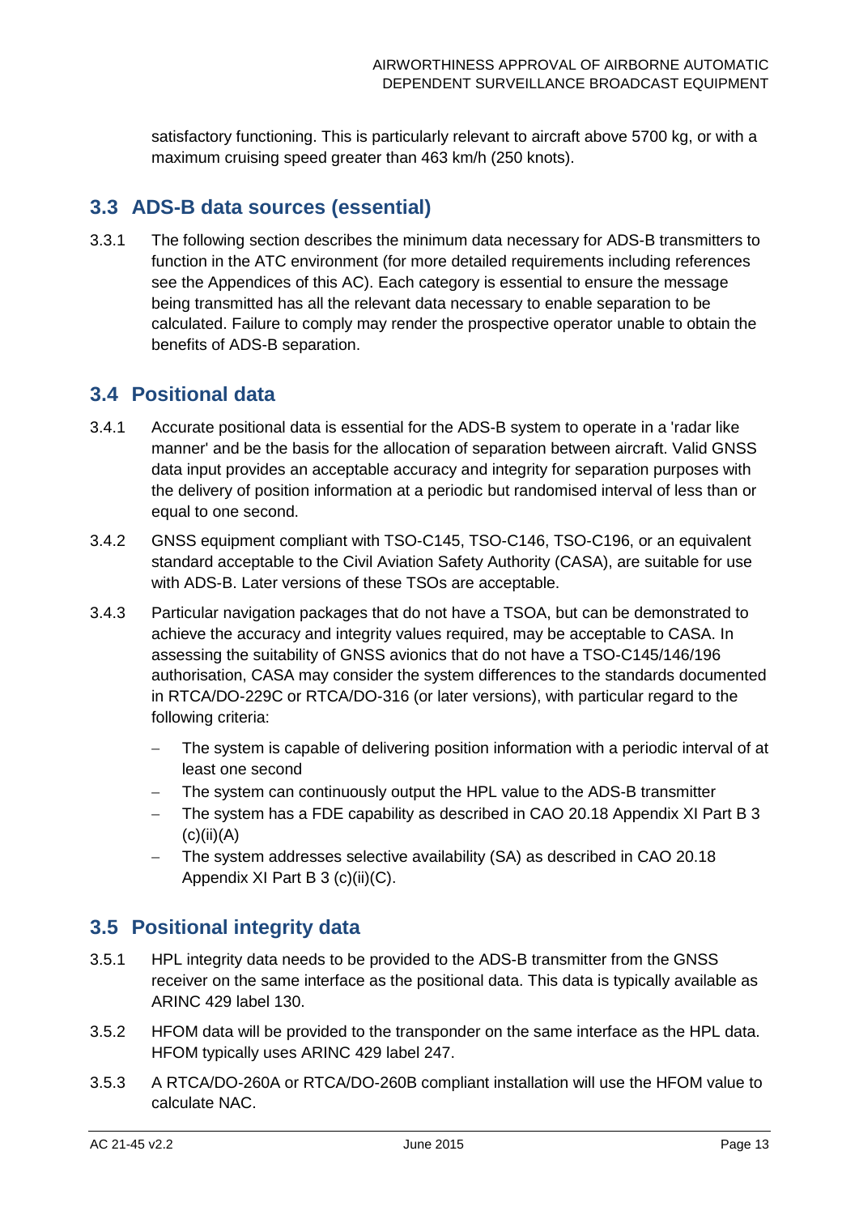satisfactory functioning. This is particularly relevant to aircraft above 5700 kg, or with a maximum cruising speed greater than 463 km/h (250 knots).

## 3.3 ADS-B data sources (essential)

3.3.1 The following section describes the minimum data necessary for ADS-B transmitters to function in the ATC environment (for more detailed requirements including references see the Appendices of this AC). Each category is essential to ensure the message being transmitted has all the relevant data necessary to enable separation to be calculated. Failure to comply may render the prospective operator unable to obtain the benefits of ADS-B separation.

## 3.4 Positional data

3.4.1 Accurate positional data is essential for the ADS-B system to operate in a 'radar like manner' and be the basis for the allocation of separation between aircraft. Valid GNSS data input provides an acceptable accuracy and integrity for separation purposes with the delivery of position information at a periodic but randomised interval of less than or equal to one second.

3.4.2 GNSS equipment compliant with TSO-C145, TSO-C146, TSO-C196, or an equivalent standard acceptable to the Civil Aviation Safety Authority (CASA), are suitable for use with ADS-B. Later versions of these TSOs are acceptable.

3.4.3 Particular navigation packages that do not have a TSOA, but can be demonstrated to achieve the accuracy and integrity values required, may be acceptable to CASA. In assessing the suitability of GNSS avionics that do not have a TSO-C145/146/196 authorisation, CASA may consider the system differences to the standards documented in RTCA/DO-229C or RTCA/DO-316 (or later versions), with particular regard to the following criteria:

- The system is capable of delivering position information with a periodic interval of at least one second
- The system can continuously output the HPL value to the ADS-B transmitter
- The system has a FDE capability as described in CAO 20.18 Appendix XI Part B 3 (c)(ii)(A)
- The system addresses selective availability (SA) as described in CAO 20.18 Appendix XI Part B 3 (c)(ii)(C).

## 3.5 Positional integrity data

3.5.1 HPL integrity data needs to be provided to the ADS-B transmitter from the GNSS receiver on the same interface as the positional data. This data is typically available as ARINC 429 label 130.

3.5.2 HFOM data will be provided to the transponder on the same interface as the HPL data. HFOM typically uses ARINC 429 label 247.

3.5.3 A RTCA/DO-260A or RTCA/DO-260B compliant installation will use the HFOM value to calculate NAC.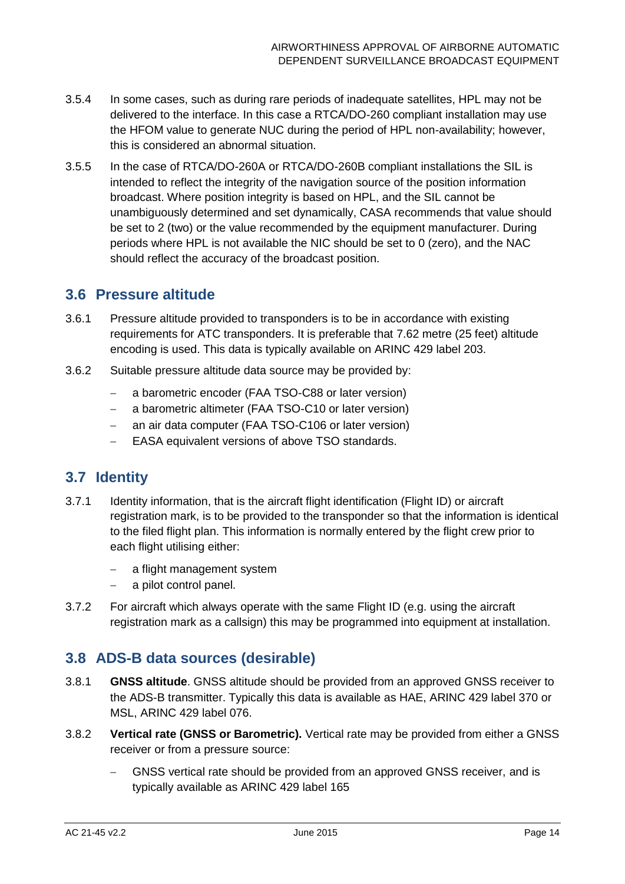3.5.4 In some cases, such as during rare periods of inadequate satellites, HPL may not be delivered to the interface. In this case a RTCA/DO-260 compliant installation may use the HFOM value to generate NUC during the period of HPL non-availability; however, this is considered an abnormal situation.

3.5.5 In the case of RTCA/DO-260A or RTCA/DO-260B compliant installations the SIL is intended to reflect the integrity of the navigation source of the position information broadcast. Where position integrity is based on HPL, and the SIL cannot be unambiguously determined and set dynamically, CASA recommends that value should be set to 2 (two) or the value recommended by the equipment manufacturer. During periods where HPL is not available the NIC should be set to 0 (zero), and the NAC should reflect the accuracy of the broadcast position.

## 3.6 Pressure altitude

3.6.1 Pressure altitude provided to transponders is to be in accordance with existing requirements for ATC transponders. It is preferable that 7.62 metre (25 feet) altitude encoding is used. This data is typically available on ARINC 429 label 203.

3.6.2 Suitable pressure altitude data source may be provided by:

- a barometric encoder (FAA TSO-C88 or later version)
- a barometric altimeter (FAA TSO-C10 or later version)
- an air data computer (FAA TSO-C106 or later version)
- EASA equivalent versions of above TSO standards.

## 3.7 Identity

3.7.1 Identity information, that is the aircraft flight identification (Flight ID) or aircraft registration mark, is to be provided to the transponder so that the information is identical to the filed flight plan. This information is normally entered by the flight crew prior to each flight utilising either:

- a flight management system
- a pilot control panel.

3.7.2 For aircraft which always operate with the same Flight ID (e.g. using the aircraft registration mark as a callsign) this may be programmed into equipment at installation.

## 3.8 ADS-B data sources (desirable)

3.8.1 **GNSS altitude**. GNSS altitude should be provided from an approved GNSS receiver to the ADS-B transmitter. Typically this data is available as HAE, ARINC 429 label 370 or MSL, ARINC 429 label 076.

3.8.2 **Vertical rate (GNSS or Barometric).** Vertical rate may be provided from either a GNSS receiver or from a pressure source:

- GNSS vertical rate should be provided from an approved GNSS receiver, and is typically available as ARINC 429 label 165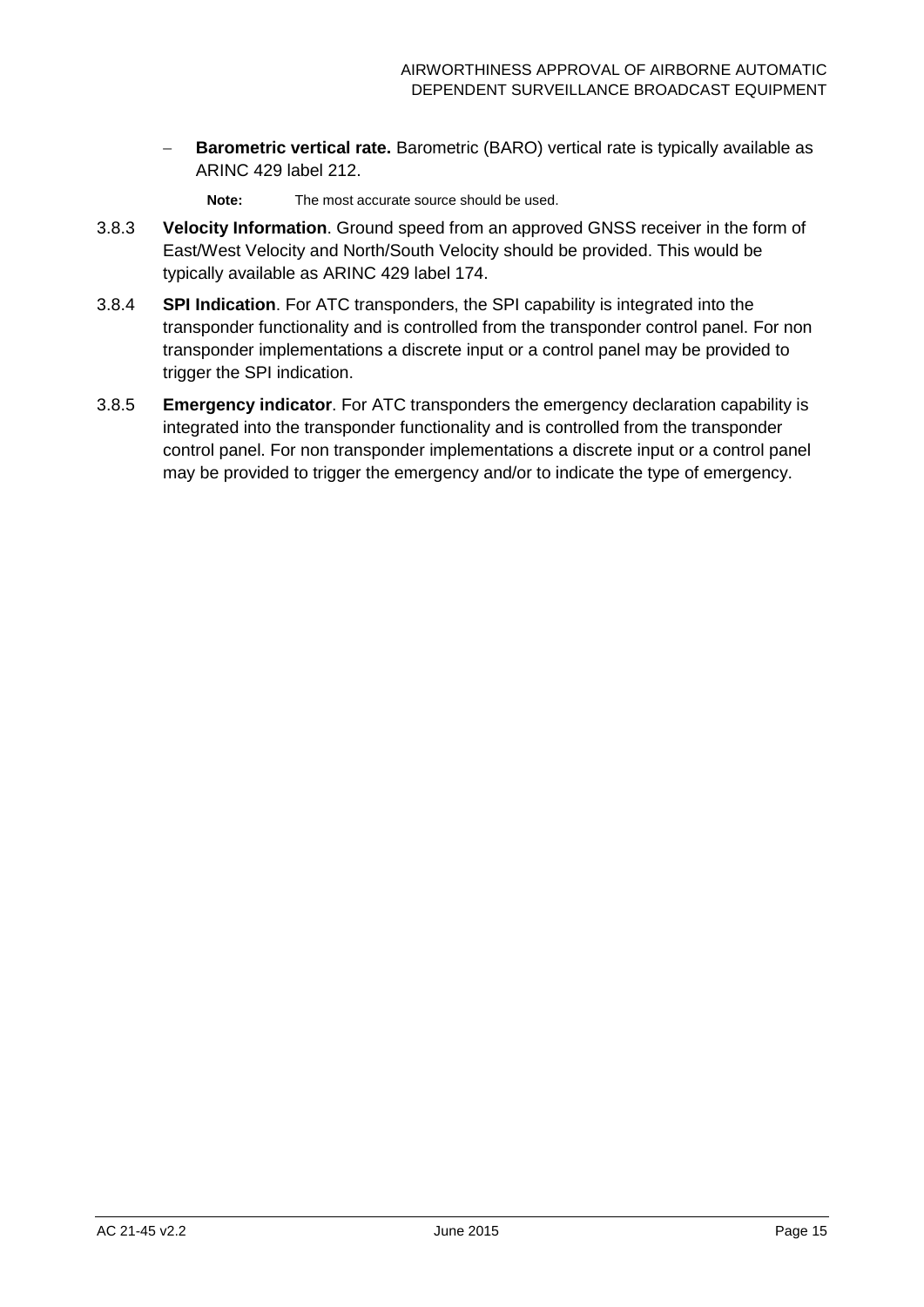- **Barometric vertical rate.** Barometric (BARO) vertical rate is typically available as ARINC 429 label 212.

  **Note:** The most accurate source should be used.

3.8.3 **Velocity Information**. Ground speed from an approved GNSS receiver in the form of East/West Velocity and North/South Velocity should be provided. This would be typically available as ARINC 429 label 174.

3.8.4 **SPI Indication**. For ATC transponders, the SPI capability is integrated into the transponder functionality and is controlled from the transponder control panel. For non transponder implementations a discrete input or a control panel may be provided to trigger the SPI indication.

3.8.5 **Emergency indicator**. For ATC transponders the emergency declaration capability is integrated into the transponder functionality and is controlled from the transponder control panel. For non transponder implementations a discrete input or a control panel may be provided to trigger the emergency and/or to indicate the type of emergency.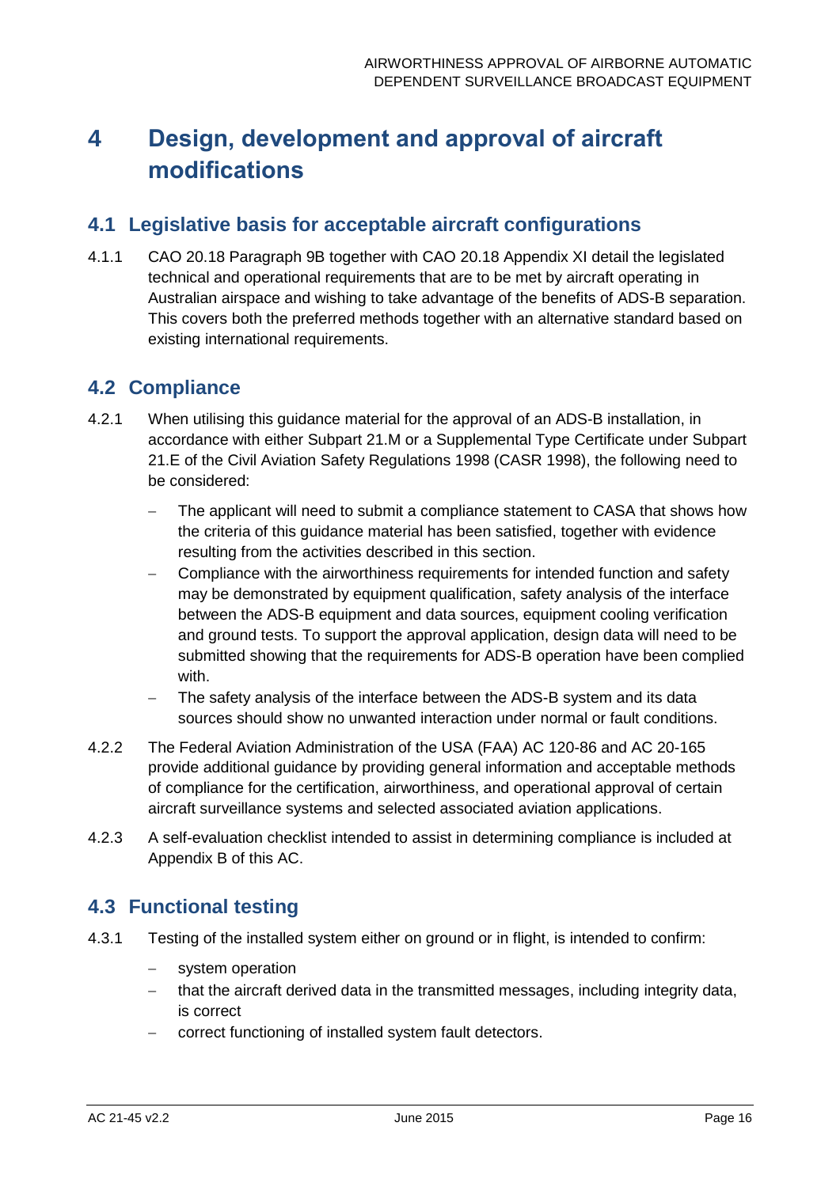# 4 Design, development and approval of aircraft modifications

## 4.1 Legislative basis for acceptable aircraft configurations

4.1.1 CAO 20.18 Paragraph 9B together with CAO 20.18 Appendix XI detail the legislated technical and operational requirements that are to be met by aircraft operating in Australian airspace and wishing to take advantage of the benefits of ADS-B separation. This covers both the preferred methods together with an alternative standard based on existing international requirements.

## 4.2 Compliance

4.2.1 When utilising this guidance material for the approval of an ADS-B installation, in accordance with either Subpart 21.M or a Supplemental Type Certificate under Subpart 21.E of the Civil Aviation Safety Regulations 1998 (CASR 1998), the following need to be considered:

- The applicant will need to submit a compliance statement to CASA that shows how the criteria of this guidance material has been satisfied, together with evidence resulting from the activities described in this section.
- Compliance with the airworthiness requirements for intended function and safety may be demonstrated by equipment qualification, safety analysis of the interface between the ADS-B equipment and data sources, equipment cooling verification and ground tests. To support the approval application, design data will need to be submitted showing that the requirements for ADS-B operation have been complied with.
- The safety analysis of the interface between the ADS-B system and its data sources should show no unwanted interaction under normal or fault conditions.

4.2.2 The Federal Aviation Administration of the USA (FAA) AC 120-86 and AC 20-165 provide additional guidance by providing general information and acceptable methods of compliance for the certification, airworthiness, and operational approval of certain aircraft surveillance systems and selected associated aviation applications.

4.2.3 A self-evaluation checklist intended to assist in determining compliance is included at Appendix B of this AC.

## 4.3 Functional testing

4.3.1 Testing of the installed system either on ground or in flight, is intended to confirm:

- system operation
- that the aircraft derived data in the transmitted messages, including integrity data, is correct
- correct functioning of installed system fault detectors.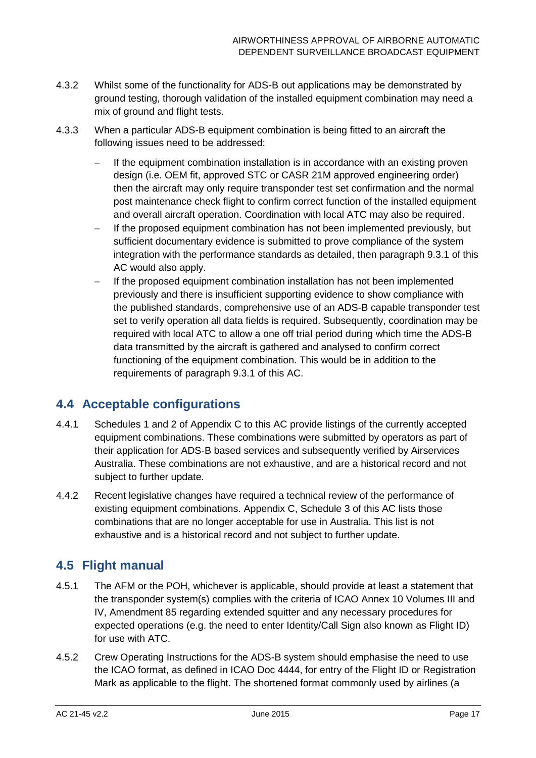4.3.2 Whilst some of the functionality for ADS-B out applications may be demonstrated by ground testing, thorough validation of the installed equipment combination may need a mix of ground and flight tests.

4.3.3 When a particular ADS-B equipment combination is being fitted to an aircraft the following issues need to be addressed:

- If the equipment combination installation is in accordance with an existing proven design (i.e. OEM fit, approved STC or CASR 21M approved engineering order) then the aircraft may only require transponder test set confirmation and the normal post maintenance check flight to confirm correct function of the installed equipment and overall aircraft operation. Coordination with local ATC may also be required.
- If the proposed equipment combination has not been implemented previously, but sufficient documentary evidence is submitted to prove compliance of the system integration with the performance standards as detailed, then paragraph 9.3.1 of this AC would also apply.
- If the proposed equipment combination installation has not been implemented previously and there is insufficient supporting evidence to show compliance with the published standards, comprehensive use of an ADS-B capable transponder test set to verify operation all data fields is required. Subsequently, coordination may be required with local ATC to allow a one off trial period during which time the ADS-B data transmitted by the aircraft is gathered and analysed to confirm correct functioning of the equipment combination. This would be in addition to the requirements of paragraph 9.3.1 of this AC.

## 4.4 Acceptable configurations

4.4.1 Schedules 1 and 2 of Appendix C to this AC provide listings of the currently accepted equipment combinations. These combinations were submitted by operators as part of their application for ADS-B based services and subsequently verified by Airservices Australia. These combinations are not exhaustive, and are a historical record and not subject to further update.

4.4.2 Recent legislative changes have required a technical review of the performance of existing equipment combinations. Appendix C, Schedule 3 of this AC lists those combinations that are no longer acceptable for use in Australia. This list is not exhaustive and is a historical record and not subject to further update.

## 4.5 Flight manual

4.5.1 The AFM or the POH, whichever is applicable, should provide at least a statement that the transponder system(s) complies with the criteria of ICAO Annex 10 Volumes III and IV, Amendment 85 regarding extended squitter and any necessary procedures for expected operations (e.g. the need to enter Identity/Call Sign also known as Flight ID) for use with ATC.

4.5.2 Crew Operating Instructions for the ADS-B system should emphasise the need to use the ICAO format, as defined in ICAO Doc 4444, for entry of the Flight ID or Registration Mark as applicable to the flight. The shortened format commonly used by airlines (a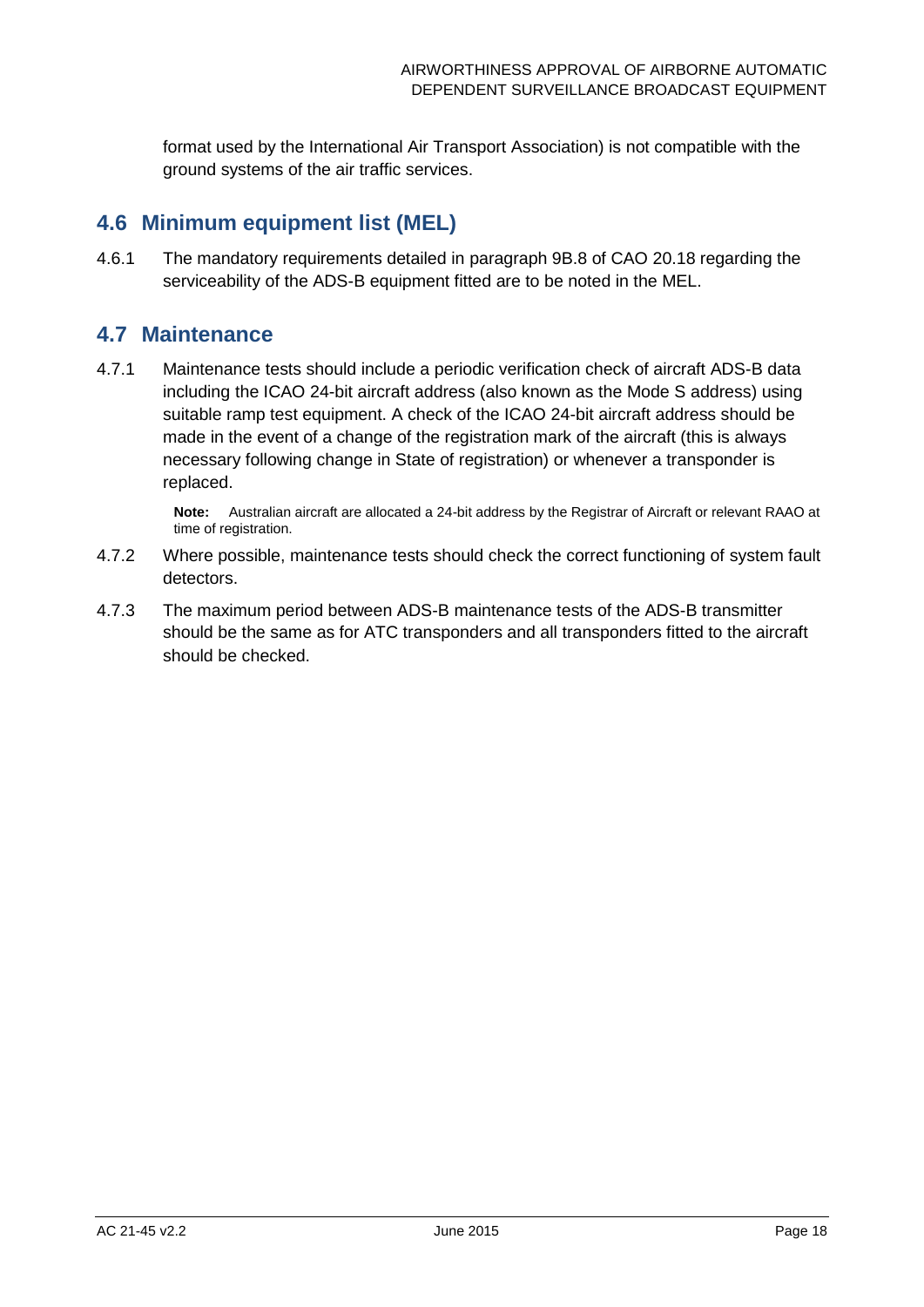format used by the International Air Transport Association) is not compatible with the ground systems of the air traffic services.

## 4.6 Minimum equipment list (MEL)

4.6.1 The mandatory requirements detailed in paragraph 9B.8 of CAO 20.18 regarding the serviceability of the ADS-B equipment fitted are to be noted in the MEL.

## 4.7 Maintenance

4.7.1 Maintenance tests should include a periodic verification check of aircraft ADS-B data including the ICAO 24-bit aircraft address (also known as the Mode S address) using suitable ramp test equipment. A check of the ICAO 24-bit aircraft address should be made in the event of a change of the registration mark of the aircraft (this is always necessary following change in State of registration) or whenever a transponder is replaced.

> **Note:** Australian aircraft are allocated a 24-bit address by the Registrar of Aircraft or relevant RAAO at time of registration.

4.7.2 Where possible, maintenance tests should check the correct functioning of system fault detectors.

4.7.3 The maximum period between ADS-B maintenance tests of the ADS-B transmitter should be the same as for ATC transponders and all transponders fitted to the aircraft should be checked.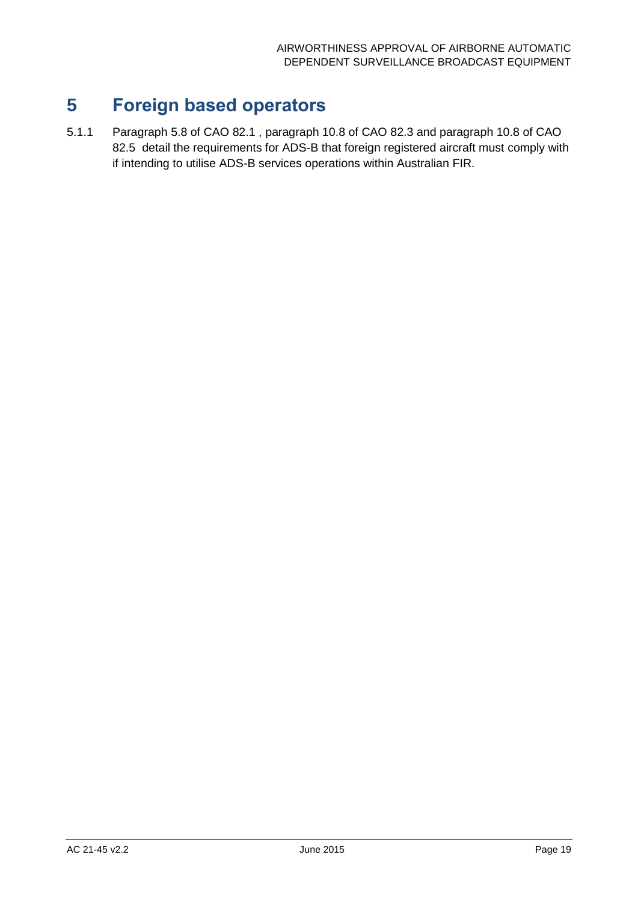# 5 Foreign based operators

5.1.1 Paragraph 5.8 of CAO 82.1 , paragraph 10.8 of CAO 82.3 and paragraph 10.8 of CAO 82.5 detail the requirements for ADS-B that foreign registered aircraft must comply with if intending to utilise ADS-B services operations within Australian FIR.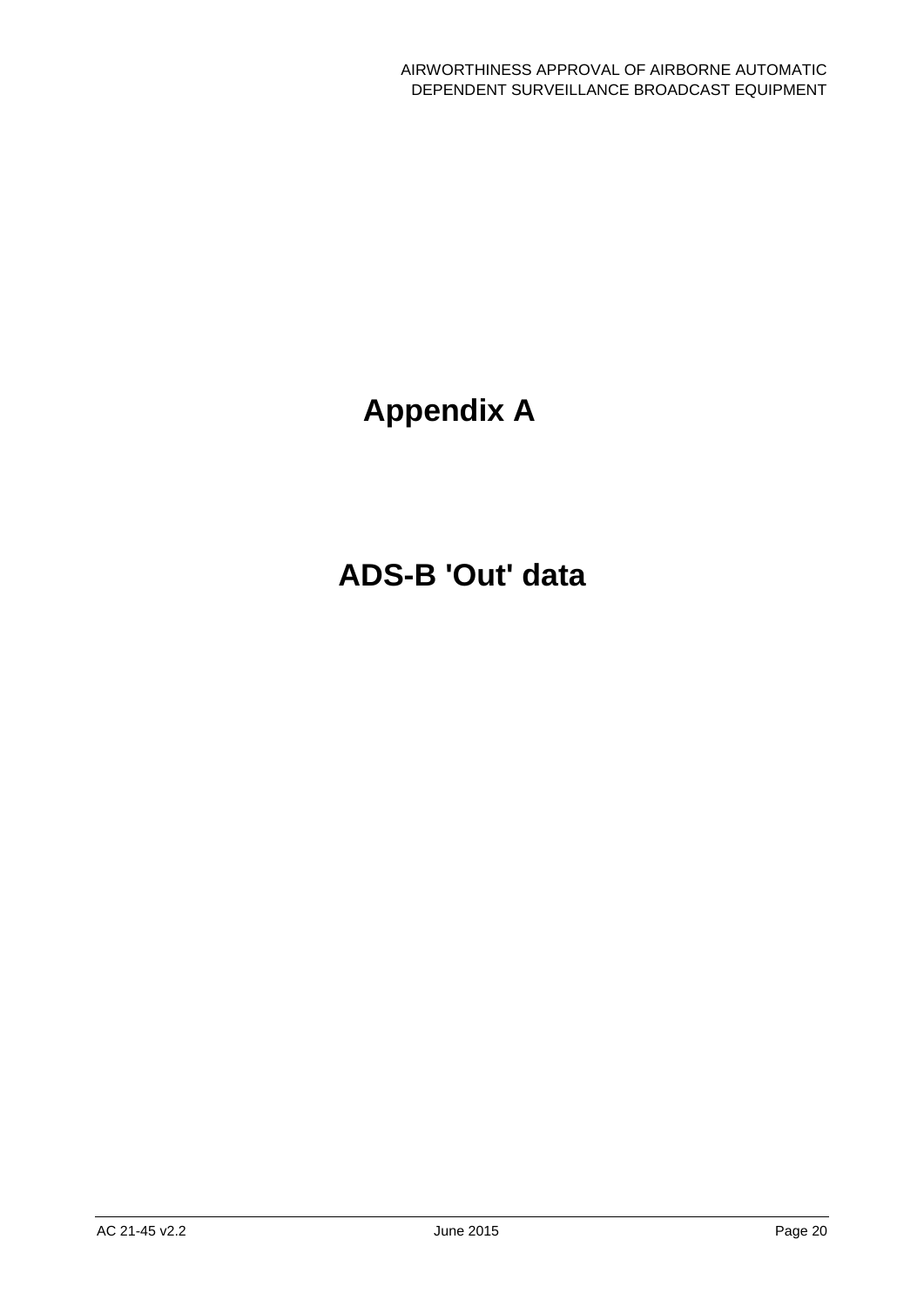# Appendix A

# ADS-B 'Out' data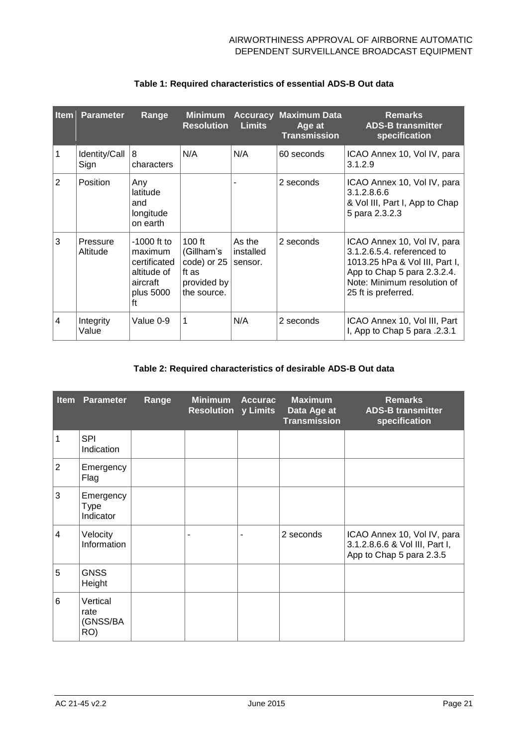**Table 1: Required characteristics of essential ADS-B Out data**

| Item | Parameter | Range | Minimum Resolution | Accuracy Limits | Maximum Data Age at Transmission | Remarks ADS-B transmitter specification |
|---|---|---|---|---|---|---|
| 1 | Identity/Call Sign | 8 characters | N/A | N/A | 60 seconds | ICAO Annex 10, Vol IV, para 3.1.2.9 |
| 2 | Position | Any latitude and longitude on earth | | - | 2 seconds | ICAO Annex 10, Vol IV, para 3.1.2.8.6.6 & Vol III, Part I, App to Chap 5 para 2.3.2.3 |
| 3 | Pressure Altitude | -1000 ft to maximum certificated altitude of aircraft plus 5000 ft | 100 ft (Gillham's code) or 25 ft as provided by the source. | As the installed sensor. | 2 seconds | ICAO Annex 10, Vol IV, para 3.1.2.6.5.4. referenced to 1013.25 hPa & Vol III, Part I, App to Chap 5 para 2.3.2.4. Note: Minimum resolution of 25 ft is preferred. |
| 4 | Integrity Value | Value 0-9 | 1 | N/A | 2 seconds | ICAO Annex 10, Vol III, Part I, App to Chap 5 para .2.3.1 |

**Table 2: Required characteristics of desirable ADS-B Out data**

| Item | Parameter | Range | Minimum Resolution | Accuracy Limits | Maximum Data Age at Transmission | Remarks ADS-B transmitter specification |
|---|---|---|---|---|---|---|
| 1 | SPI Indication | | | | | |
| 2 | Emergency Flag | | | | | |
| 3 | Emergency Type Indicator | | | | | |
| 4 | Velocity Information | | - | - | 2 seconds | ICAO Annex 10, Vol IV, para 3.1.2.8.6.6 & Vol III, Part I, App to Chap 5 para 2.3.5 |
| 5 | GNSS Height | | | | | |
| 6 | Vertical rate (GNSS/BARO) | | | | | |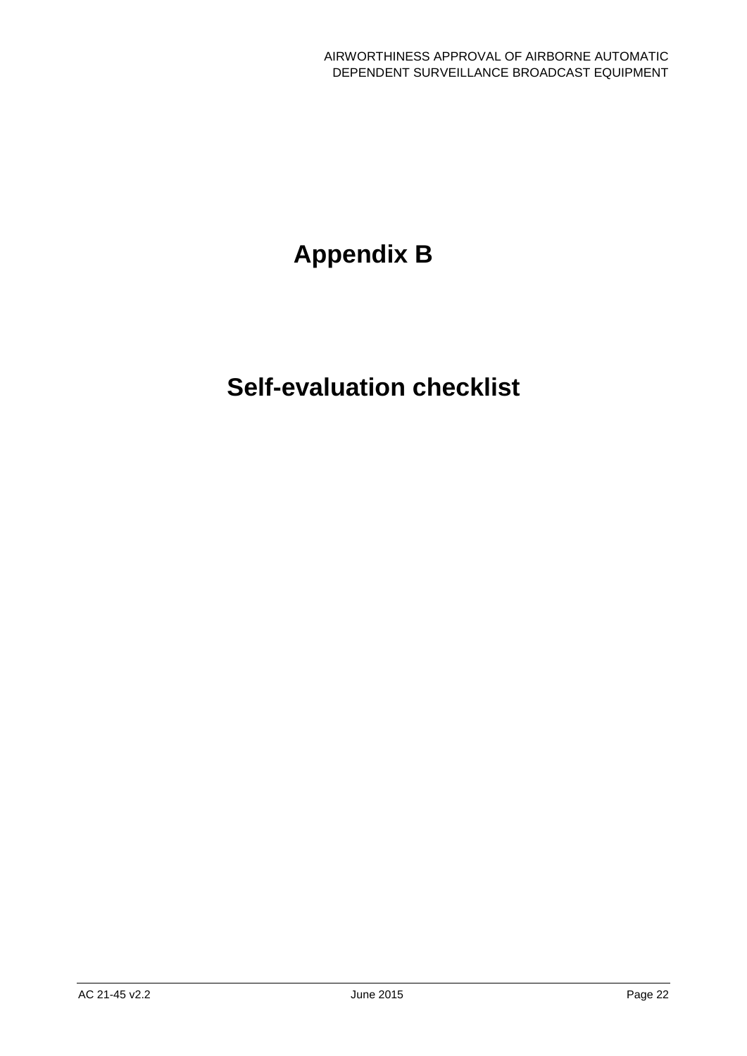# Appendix B

# Self-evaluation checklist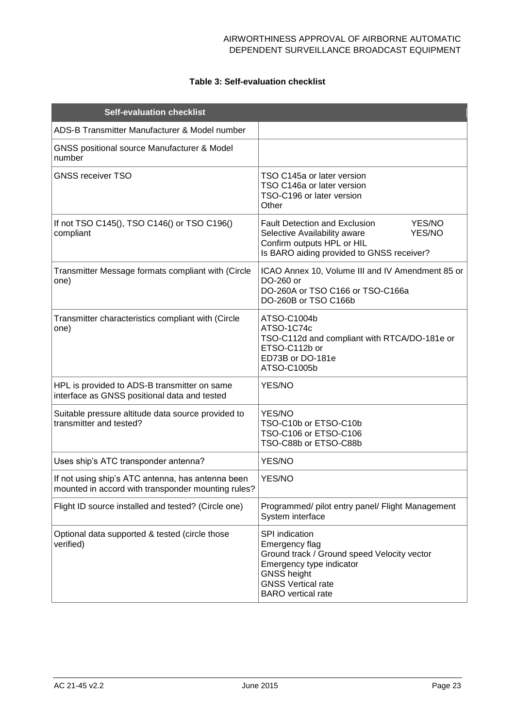**Table 3: Self-evaluation checklist**

| Self-evaluation checklist | |
|---|---|
| ADS-B Transmitter Manufacturer & Model number | |
| GNSS positional source Manufacturer & Model number | |
| GNSS receiver TSO | TSO C145a or later version<br>TSO C146a or later version<br>TSO-C196 or later version<br>Other |
| If not TSO C145(), TSO C146() or TSO C196() compliant | Fault Detection and Exclusion YES/NO<br>Selective Availability aware YES/NO<br>Confirm outputs HPL or HIL<br>Is BARO aiding provided to GNSS receiver? |
| Transmitter Message formats compliant with (Circle one) | ICAO Annex 10, Volume III and IV Amendment 85 or<br>DO-260 or<br>DO-260A or TSO C166 or TSO-C166a<br>DO-260B or TSO C166b |
| Transmitter characteristics compliant with (Circle one) | ATSO-C1004b<br>ATSO-1C74c<br>TSO-C112d and compliant with RTCA/DO-181e or<br>ETSO-C112b or<br>ED73B or DO-181e<br>ATSO-C1005b |
| HPL is provided to ADS-B transmitter on same interface as GNSS positional data and tested | YES/NO |
| Suitable pressure altitude data source provided to transmitter and tested? | YES/NO<br>TSO-C10b or ETSO-C10b<br>TSO-C106 or ETSO-C106<br>TSO-C88b or ETSO-C88b |
| Uses ship's ATC transponder antenna? | YES/NO |
| If not using ship's ATC antenna, has antenna been mounted in accord with transponder mounting rules? | YES/NO |
| Flight ID source installed and tested? (Circle one) | Programmed/ pilot entry panel/ Flight Management System interface |
| Optional data supported & tested (circle those verified) | SPI indication<br>Emergency flag<br>Ground track / Ground speed Velocity vector<br>Emergency type indicator<br>GNSS height<br>GNSS Vertical rate<br>BARO vertical rate |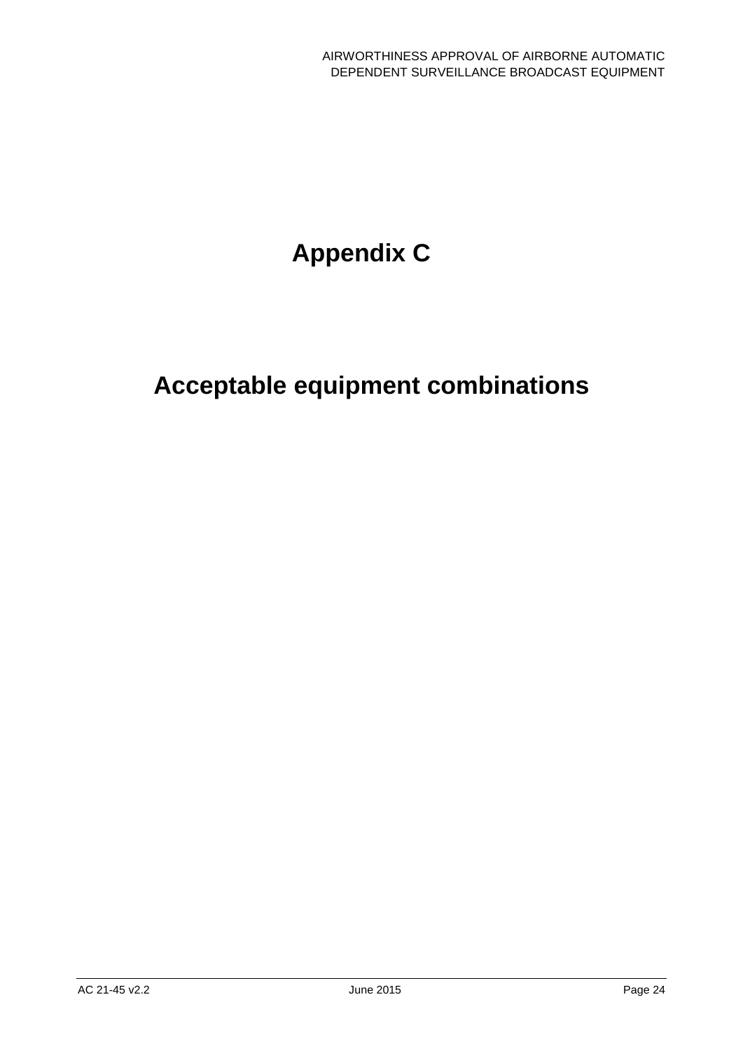# Appendix C

# Acceptable equipment combinations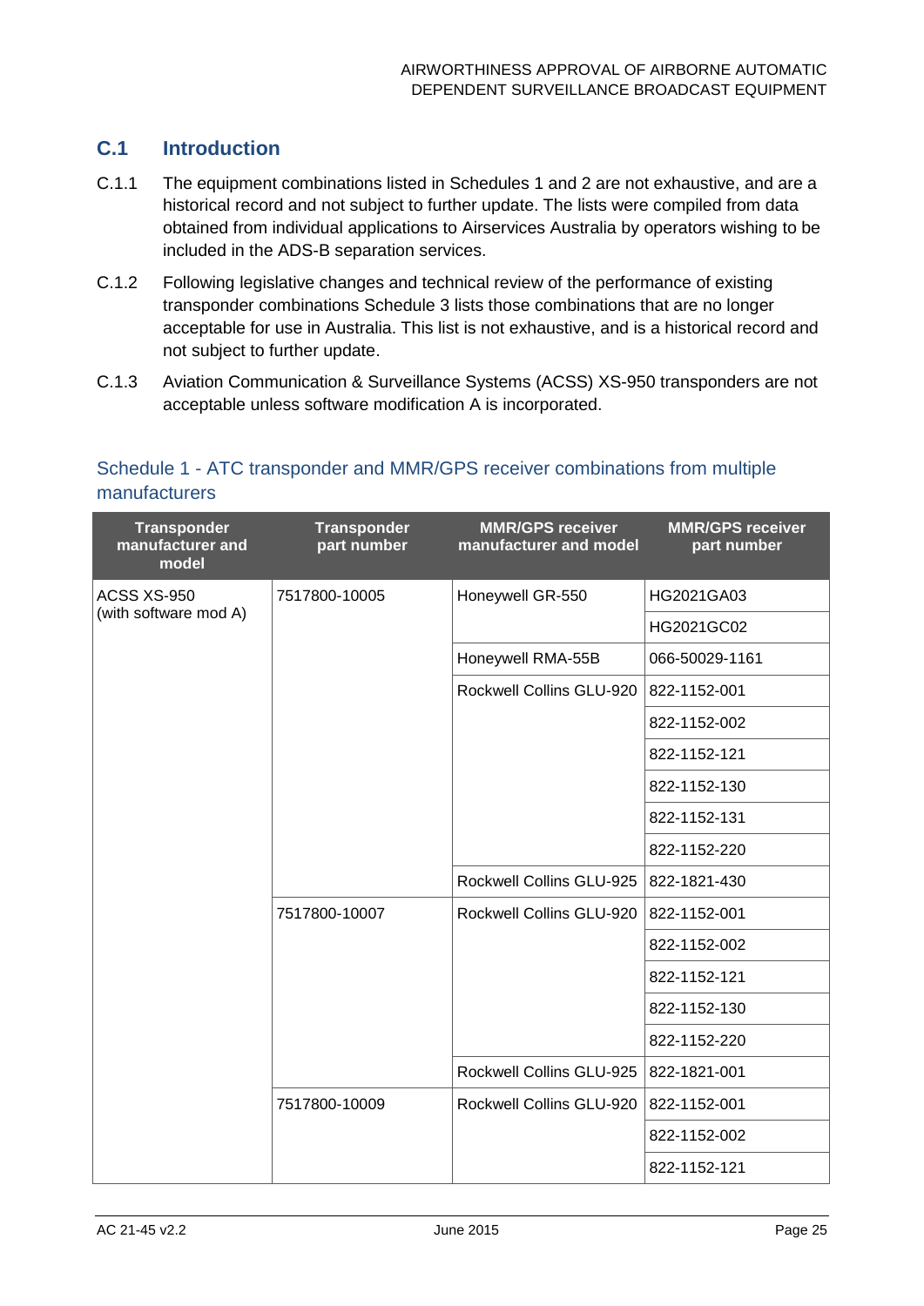## C.1 Introduction

C.1.1 The equipment combinations listed in Schedules 1 and 2 are not exhaustive, and are a historical record and not subject to further update. The lists were compiled from data obtained from individual applications to Airservices Australia by operators wishing to be included in the ADS-B separation services.

C.1.2 Following legislative changes and technical review of the performance of existing transponder combinations Schedule 3 lists those combinations that are no longer acceptable for use in Australia. This list is not exhaustive, and is a historical record and not subject to further update.

C.1.3 Aviation Communication & Surveillance Systems (ACSS) XS-950 transponders are not acceptable unless software modification A is incorporated.

### Schedule 1 - ATC transponder and MMR/GPS receiver combinations from multiple manufacturers

| Transponder manufacturer and model | Transponder part number | MMR/GPS receiver manufacturer and model | MMR/GPS receiver part number |
|---|---|---|---|
| ACSS XS-950 (with software mod A) | 7517800-10005 | Honeywell GR-550 | HG2021GA03 |
| | | | HG2021GC02 |
| | | Honeywell RMA-55B | 066-50029-1161 |
| | | Rockwell Collins GLU-920 | 822-1152-001 |
| | | | 822-1152-002 |
| | | | 822-1152-121 |
| | | | 822-1152-130 |
| | | | 822-1152-131 |
| | | | 822-1152-220 |
| | | Rockwell Collins GLU-925 | 822-1821-430 |
| | 7517800-10007 | Rockwell Collins GLU-920 | 822-1152-001 |
| | | | 822-1152-002 |
| | | | 822-1152-121 |
| | | | 822-1152-130 |
| | | | 822-1152-220 |
| | | Rockwell Collins GLU-925 | 822-1821-001 |
| | 7517800-10009 | Rockwell Collins GLU-920 | 822-1152-001 |
| | | | 822-1152-002 |
| | | | 822-1152-121 |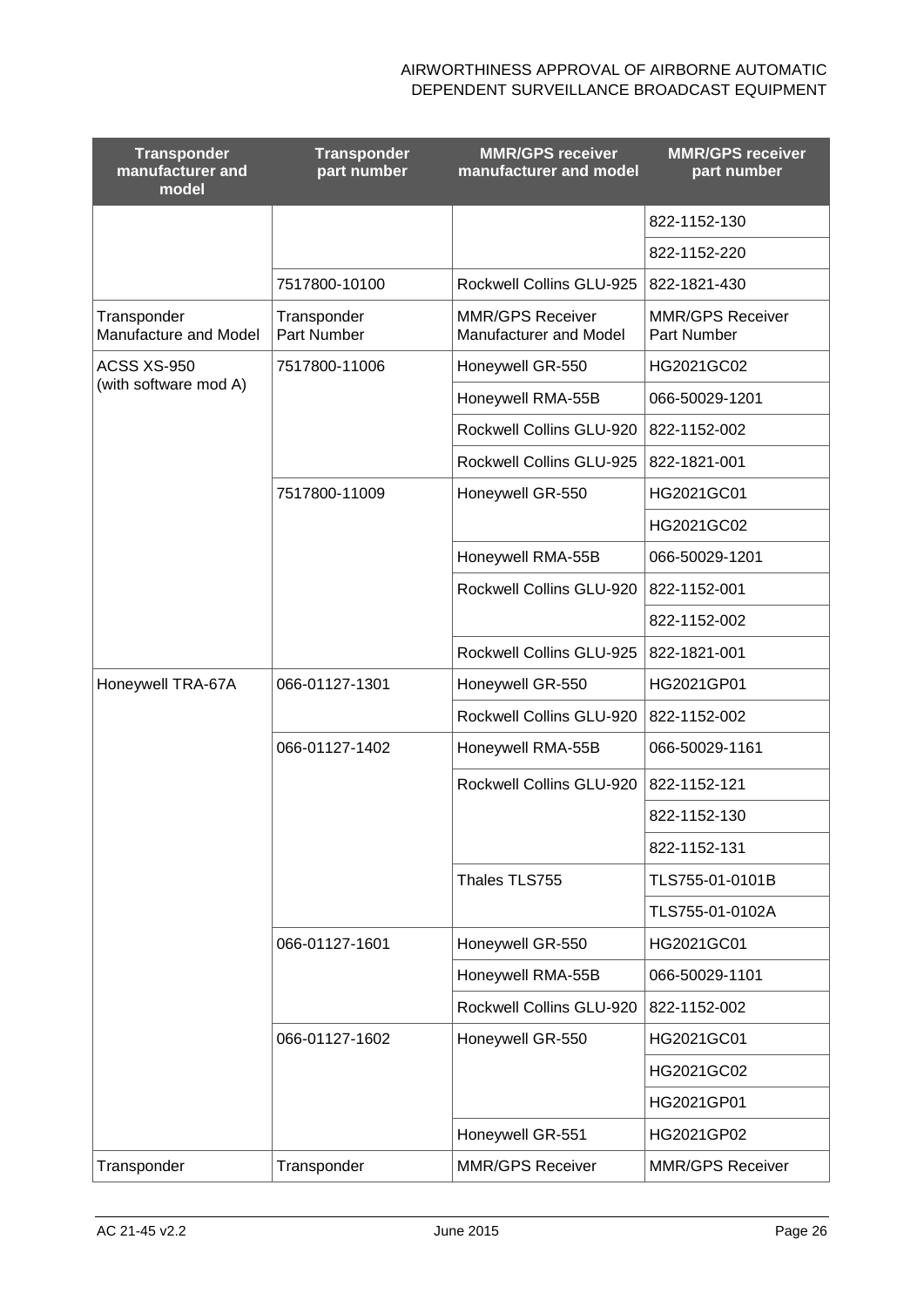| Transponder manufacturer and model | Transponder part number | MMR/GPS receiver manufacturer and model | MMR/GPS receiver part number |
|---|---|---|---|
| | | | 822-1152-130 |
| | | | 822-1152-220 |
| | 7517800-10100 | Rockwell Collins GLU-925 | 822-1821-430 |
| Transponder Manufacture and Model | Transponder Part Number | MMR/GPS Receiver Manufacturer and Model | MMR/GPS Receiver Part Number |
| ACSS XS-950 (with software mod A) | 7517800-11006 | Honeywell GR-550 | HG2021GC02 |
| | | Honeywell RMA-55B | 066-50029-1201 |
| | | Rockwell Collins GLU-920 | 822-1152-002 |
| | | Rockwell Collins GLU-925 | 822-1821-001 |
| | 7517800-11009 | Honeywell GR-550 | HG2021GC01 |
| | | | HG2021GC02 |
| | | Honeywell RMA-55B | 066-50029-1201 |
| | | Rockwell Collins GLU-920 | 822-1152-001 |
| | | | 822-1152-002 |
| | | Rockwell Collins GLU-925 | 822-1821-001 |
| Honeywell TRA-67A | 066-01127-1301 | Honeywell GR-550 | HG2021GP01 |
| | | Rockwell Collins GLU-920 | 822-1152-002 |
| | 066-01127-1402 | Honeywell RMA-55B | 066-50029-1161 |
| | | Rockwell Collins GLU-920 | 822-1152-121 |
| | | | 822-1152-130 |
| | | | 822-1152-131 |
| | | Thales TLS755 | TLS755-01-0101B |
| | | | TLS755-01-0102A |
| | 066-01127-1601 | Honeywell GR-550 | HG2021GC01 |
| | | Honeywell RMA-55B | 066-50029-1101 |
| | | Rockwell Collins GLU-920 | 822-1152-002 |
| | 066-01127-1602 | Honeywell GR-550 | HG2021GC01 |
| | | | HG2021GC02 |
| | | | HG2021GP01 |
| | | Honeywell GR-551 | HG2021GP02 |
| Transponder | Transponder | MMR/GPS Receiver | MMR/GPS Receiver |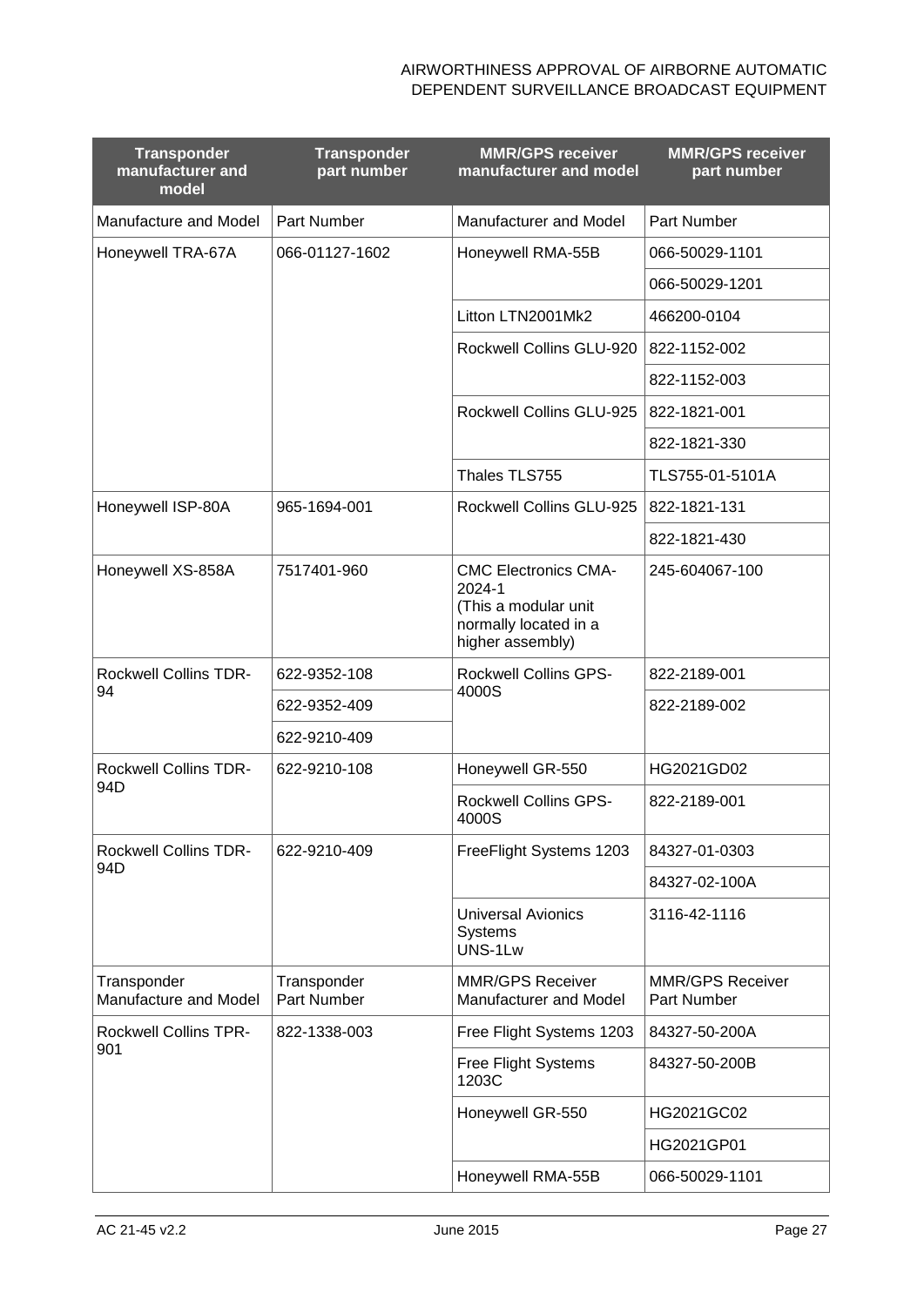| Transponder manufacturer and model | Transponder part number | MMR/GPS receiver manufacturer and model | MMR/GPS receiver part number |
|---|---|---|---|
| Manufacture and Model | Part Number | Manufacturer and Model | Part Number |
| Honeywell TRA-67A | 066-01127-1602 | Honeywell RMA-55B | 066-50029-1101 |
| | | | 066-50029-1201 |
| | | Litton LTN2001Mk2 | 466200-0104 |
| | | Rockwell Collins GLU-920 | 822-1152-002 |
| | | | 822-1152-003 |
| | | Rockwell Collins GLU-925 | 822-1821-001 |
| | | | 822-1821-330 |
| | | Thales TLS755 | TLS755-01-5101A |
| Honeywell ISP-80A | 965-1694-001 | Rockwell Collins GLU-925 | 822-1821-131 |
| | | | 822-1821-430 |
| Honeywell XS-858A | 7517401-960 | CMC Electronics CMA-2024-1 (This a modular unit normally located in a higher assembly) | 245-604067-100 |
| Rockwell Collins TDR-94 | 622-9352-108 | Rockwell Collins GPS-4000S | 822-2189-001 |
| | 622-9352-409 | | 822-2189-002 |
| | 622-9210-409 | | |
| Rockwell Collins TDR-94D | 622-9210-108 | Honeywell GR-550 | HG2021GD02 |
| | | Rockwell Collins GPS-4000S | 822-2189-001 |
| Rockwell Collins TDR-94D | 622-9210-409 | FreeFlight Systems 1203 | 84327-01-0303 |
| | | | 84327-02-100A |
| | | Universal Avionics Systems UNS-1Lw | 3116-42-1116 |
| Transponder Manufacture and Model | Transponder Part Number | MMR/GPS Receiver Manufacturer and Model | MMR/GPS Receiver Part Number |
| Rockwell Collins TPR-901 | 822-1338-003 | Free Flight Systems 1203 | 84327-50-200A |
| | | Free Flight Systems 1203C | 84327-50-200B |
| | | Honeywell GR-550 | HG2021GC02 |
| | | | HG2021GP01 |
| | | Honeywell RMA-55B | 066-50029-1101 |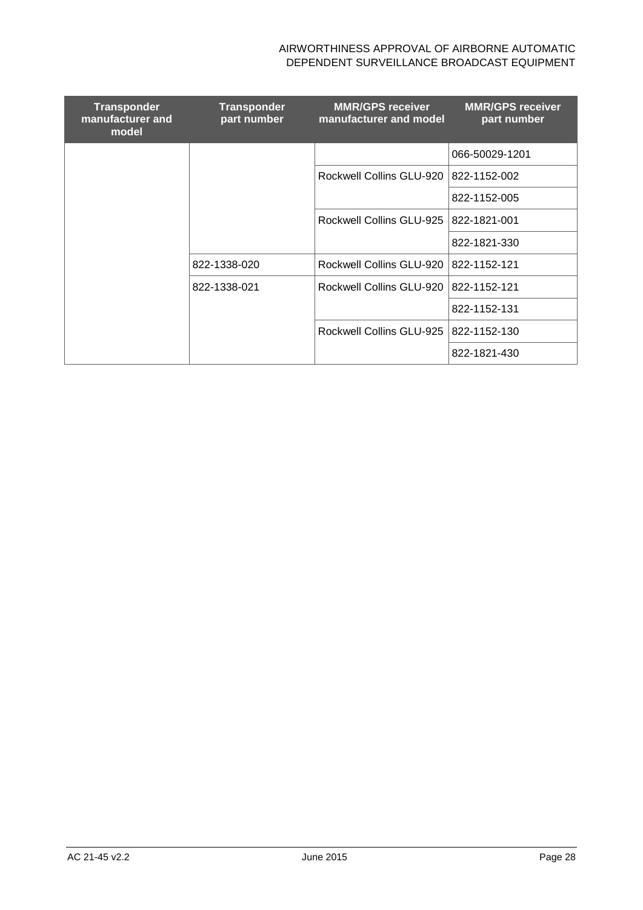| Transponder manufacturer and model | Transponder part number | MMR/GPS receiver manufacturer and model | MMR/GPS receiver part number |
|---|---|---|---|
| | | | 066-50029-1201 |
| | | Rockwell Collins GLU-920 | 822-1152-002 |
| | | | 822-1152-005 |
| | | Rockwell Collins GLU-925 | 822-1821-001 |
| | | | 822-1821-330 |
| | 822-1338-020 | Rockwell Collins GLU-920 | 822-1152-121 |
| | 822-1338-021 | Rockwell Collins GLU-920 | 822-1152-121 |
| | | | 822-1152-131 |
| | | Rockwell Collins GLU-925 | 822-1152-130 |
| | | | 822-1821-430 |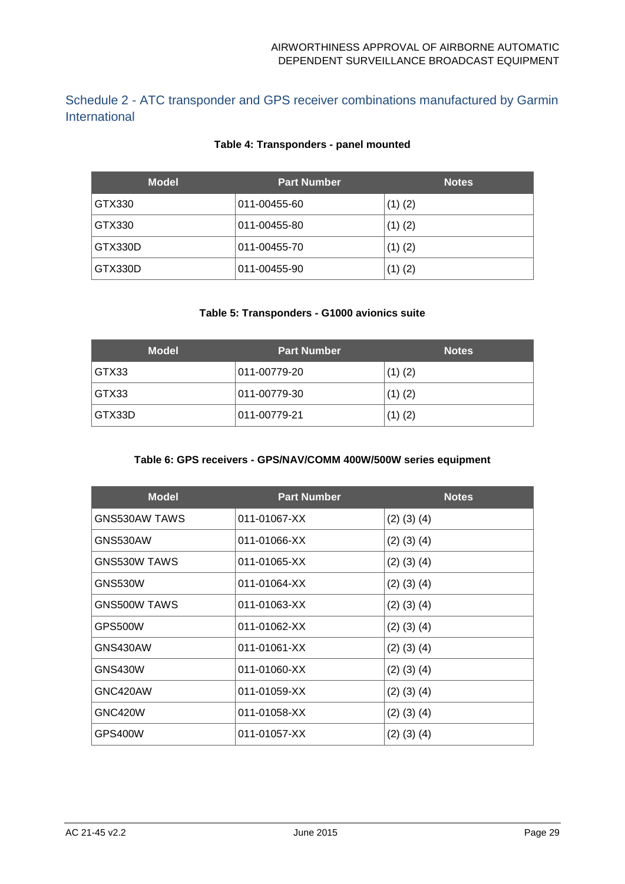## Schedule 2 - ATC transponder and GPS receiver combinations manufactured by Garmin International

**Table 4: Transponders - panel mounted**

| Model | Part Number | Notes |
|---|---|---|
| GTX330 | 011-00455-60 | (1) (2) |
| GTX330 | 011-00455-80 | (1) (2) |
| GTX330D | 011-00455-70 | (1) (2) |
| GTX330D | 011-00455-90 | (1) (2) |

**Table 5: Transponders - G1000 avionics suite**

| Model | Part Number | Notes |
|---|---|---|
| GTX33 | 011-00779-20 | (1) (2) |
| GTX33 | 011-00779-30 | (1) (2) |
| GTX33D | 011-00779-21 | (1) (2) |

**Table 6: GPS receivers - GPS/NAV/COMM 400W/500W series equipment**

| Model | Part Number | Notes |
|---|---|---|
| GNS530AW TAWS | 011-01067-XX | (2) (3) (4) |
| GNS530AW | 011-01066-XX | (2) (3) (4) |
| GNS530W TAWS | 011-01065-XX | (2) (3) (4) |
| GNS530W | 011-01064-XX | (2) (3) (4) |
| GNS500W TAWS | 011-01063-XX | (2) (3) (4) |
| GPS500W | 011-01062-XX | (2) (3) (4) |
| GNS430AW | 011-01061-XX | (2) (3) (4) |
| GNS430W | 011-01060-XX | (2) (3) (4) |
| GNC420AW | 011-01059-XX | (2) (3) (4) |
| GNC420W | 011-01058-XX | (2) (3) (4) |
| GPS400W | 011-01057-XX | (2) (3) (4) |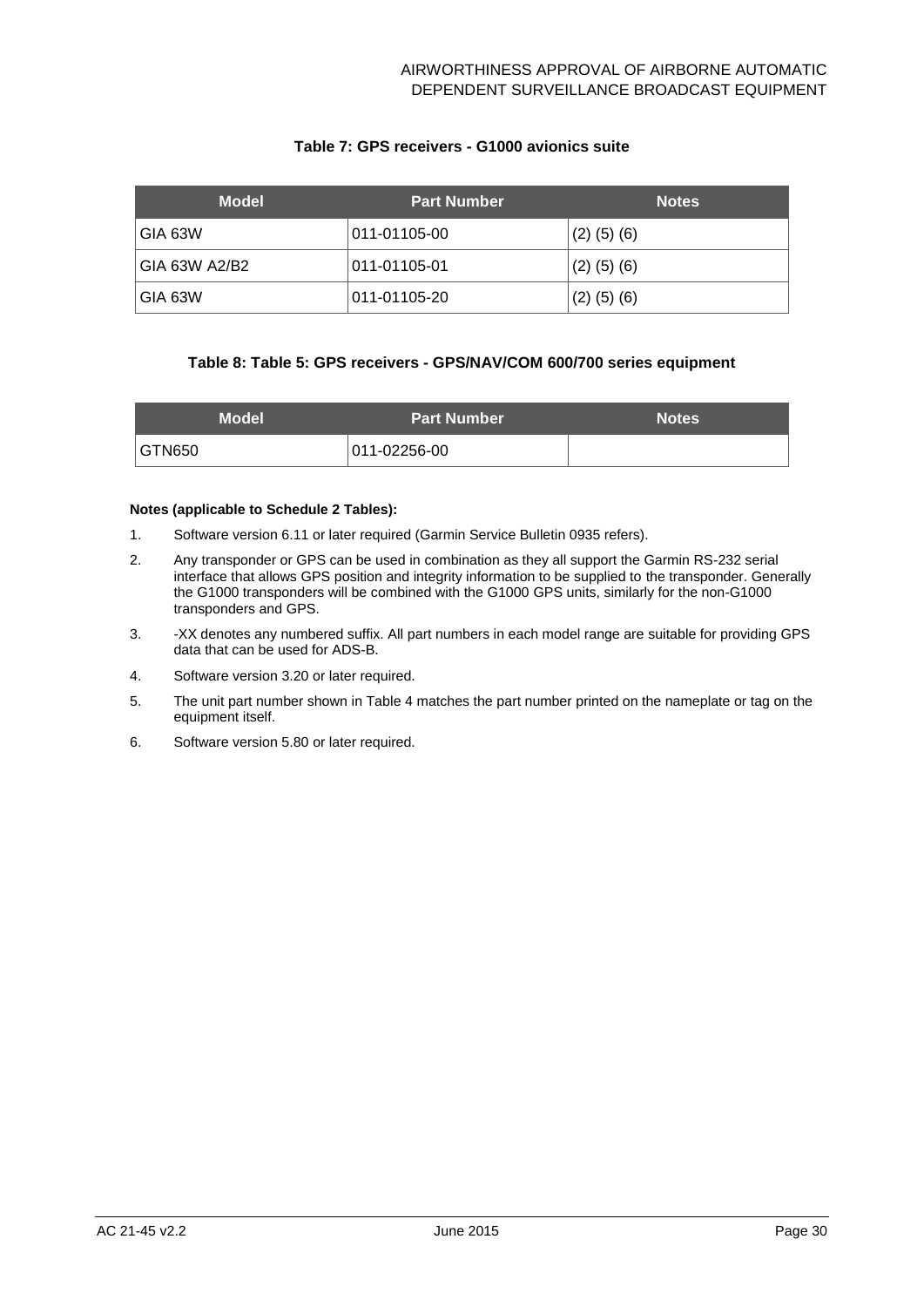**Table 7: GPS receivers - G1000 avionics suite**

| Model | Part Number | Notes |
|---|---|---|
| GIA 63W | 011-01105-00 | (2) (5) (6) |
| GIA 63W A2/B2 | 011-01105-01 | (2) (5) (6) |
| GIA 63W | 011-01105-20 | (2) (5) (6) |

**Table 8: Table 5: GPS receivers - GPS/NAV/COM 600/700 series equipment**

| Model | Part Number | Notes |
|---|---|---|
| GTN650 | 011-02256-00 | |

**Notes (applicable to Schedule 2 Tables):**

1. Software version 6.11 or later required (Garmin Service Bulletin 0935 refers).
2. Any transponder or GPS can be used in combination as they all support the Garmin RS-232 serial interface that allows GPS position and integrity information to be supplied to the transponder. Generally the G1000 transponders will be combined with the G1000 GPS units, similarly for the non-G1000 transponders and GPS.
3. -XX denotes any numbered suffix. All part numbers in each model range are suitable for providing GPS data that can be used for ADS-B.
4. Software version 3.20 or later required.
5. The unit part number shown in Table 4 matches the part number printed on the nameplate or tag on the equipment itself.
6. Software version 5.80 or later required.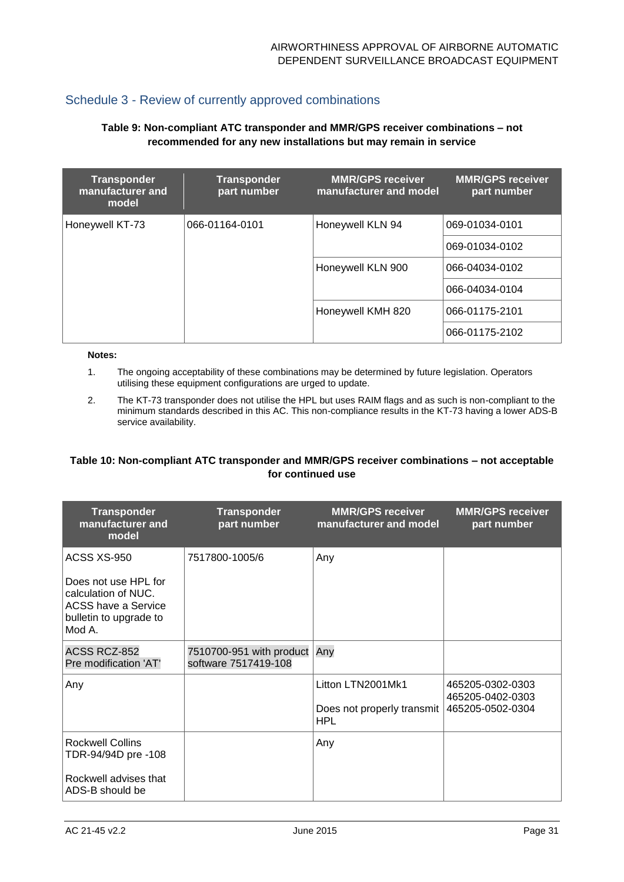## Schedule 3 - Review of currently approved combinations

**Table 9: Non-compliant ATC transponder and MMR/GPS receiver combinations – not recommended for any new installations but may remain in service**

| Transponder manufacturer and model | Transponder part number | MMR/GPS receiver manufacturer and model | MMR/GPS receiver part number |
|---|---|---|---|
| Honeywell KT-73 | 066-01164-0101 | Honeywell KLN 94 | 069-01034-0101 |
| | | | 069-01034-0102 |
| | | Honeywell KLN 900 | 066-04034-0102 |
| | | | 066-04034-0104 |
| | | Honeywell KMH 820 | 066-01175-2101 |
| | | | 066-01175-2102 |

**Notes:**

1. The ongoing acceptability of these combinations may be determined by future legislation. Operators utilising these equipment configurations are urged to update.
2. The KT-73 transponder does not utilise the HPL but uses RAIM flags and as such is non-compliant to the minimum standards described in this AC. This non-compliance results in the KT-73 having a lower ADS-B service availability.

**Table 10: Non-compliant ATC transponder and MMR/GPS receiver combinations – not acceptable for continued use**

| Transponder manufacturer and model | Transponder part number | MMR/GPS receiver manufacturer and model | MMR/GPS receiver part number |
|---|---|---|---|
| ACSS XS-950<br><br>Does not use HPL for calculation of NUC. ACSS have a Service bulletin to upgrade to Mod A. | 7517800-1005/6 | Any | |
| ACSS RCZ-852<br>Pre modification 'AT' | 7510700-951 with product software 7517419-108 | Any | |
| Any | | Litton LTN2001Mk1<br><br>Does not properly transmit HPL | 465205-0302-0303<br>465205-0402-0303<br>465205-0502-0304 |
| Rockwell Collins TDR-94/94D pre -108<br><br>Rockwell advises that ADS-B should be | | Any | |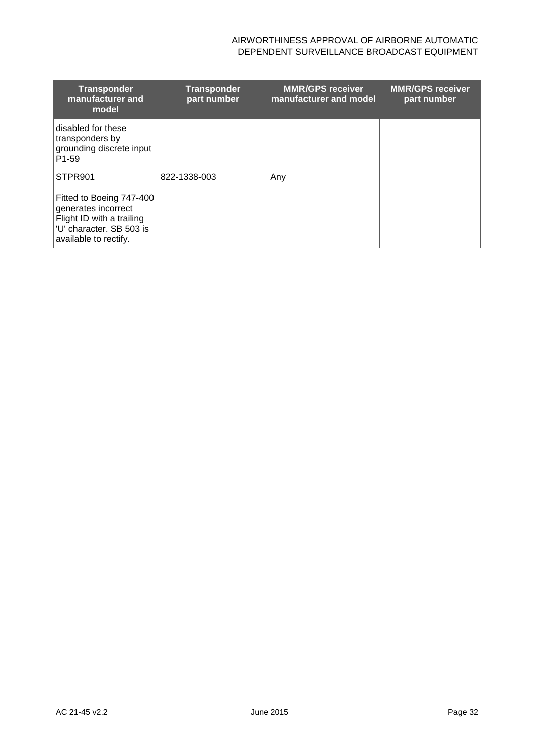| Transponder manufacturer and model | Transponder part number | MMR/GPS receiver manufacturer and model | MMR/GPS receiver part number |
|---|---|---|---|
| disabled for these transponders by grounding discrete input P1-59 | | | |
| STPR901<br><br>Fitted to Boeing 747-400 generates incorrect Flight ID with a trailing 'U' character. SB 503 is available to rectify. | 822-1338-003 | Any | |